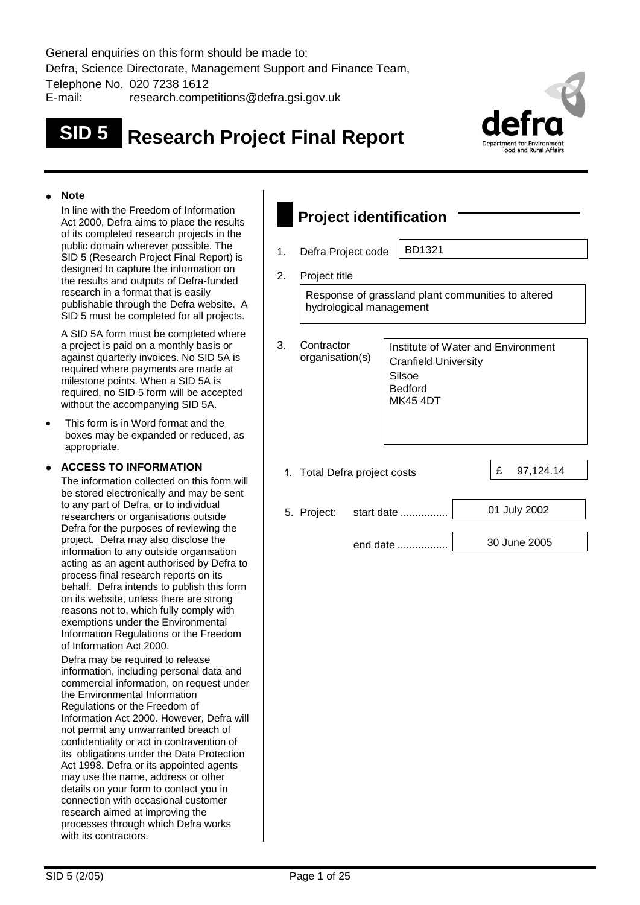General enquiries on this form should be made to:
Defra, Science Directorate, Management Support and Finance Team,
Telephone No. 020 7238 1612
E-mail: research.competitions@defra.gsi.gov.uk

# SID 5 Research Project Final Report

- **Note**

  In line with the Freedom of Information Act 2000, Defra aims to place the results of its completed research projects in the public domain wherever possible. The SID 5 (Research Project Final Report) is designed to capture the information on the results and outputs of Defra-funded research in a format that is easily publishable through the Defra website. A SID 5 must be completed for all projects.

  A SID 5A form must be completed where a project is paid on a monthly basis or against quarterly invoices. No SID 5A is required where payments are made at milestone points. When a SID 5A is required, no SID 5 form will be accepted without the accompanying SID 5A.

- This form is in Word format and the boxes may be expanded or reduced, as appropriate.

- **ACCESS TO INFORMATION**

  The information collected on this form will be stored electronically and may be sent to any part of Defra, or to individual researchers or organisations outside Defra for the purposes of reviewing the project. Defra may also disclose the information to any outside organisation acting as an agent authorised by Defra to process final research reports on its behalf. Defra intends to publish this form on its website, unless there are strong reasons not to, which fully comply with exemptions under the Environmental Information Regulations or the Freedom of Information Act 2000.

  Defra may be required to release information, including personal data and commercial information, on request under the Environmental Information Regulations or the Freedom of Information Act 2000. However, Defra will not permit any unwarranted breach of confidentiality or act in contravention of its obligations under the Data Protection Act 1998. Defra or its appointed agents may use the name, address or other details on your form to contact you in connection with occasional customer research aimed at improving the processes through which Defra works with its contractors.

## Project identification

1. Defra Project code: BD1321

2. Project title:
   Response of grassland plant communities to altered hydrological management

3. Contractor organisation(s):
   Institute of Water and Environment
   Cranfield University
   Silsoe
   Bedford
   MK45 4DT

4. Total Defra project costs: £ 97,124.14

5. Project: start date ................ 01 July 2002
   end date ................ 30 June 2005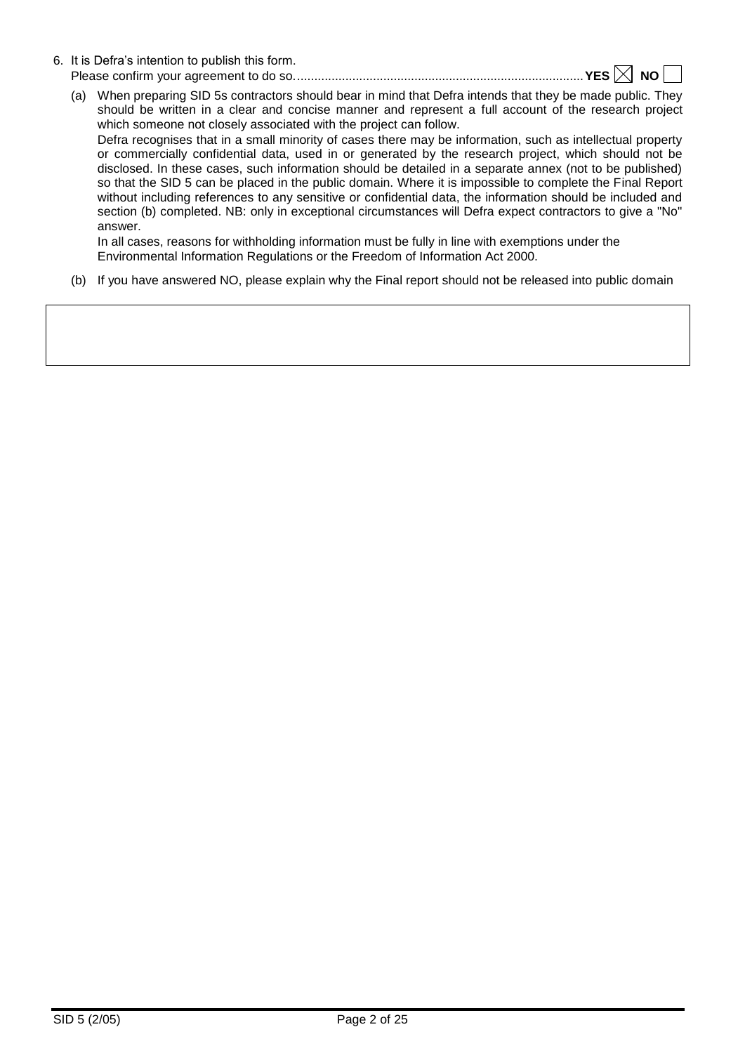6. It is Defra's intention to publish this form.
   Please confirm your agreement to do so................................................................................... **YES** ☒ **NO** ☐

   (a) When preparing SID 5s contractors should bear in mind that Defra intends that they be made public. They should be written in a clear and concise manner and represent a full account of the research project which someone not closely associated with the project can follow.
   Defra recognises that in a small minority of cases there may be information, such as intellectual property or commercially confidential data, used in or generated by the research project, which should not be disclosed. In these cases, such information should be detailed in a separate annex (not to be published) so that the SID 5 can be placed in the public domain. Where it is impossible to complete the Final Report without including references to any sensitive or confidential data, the information should be included and section (b) completed. NB: only in exceptional circumstances will Defra expect contractors to give a "No" answer.
   In all cases, reasons for withholding information must be fully in line with exemptions under the Environmental Information Regulations or the Freedom of Information Act 2000.

   (b) If you have answered NO, please explain why the Final report should not be released into public domain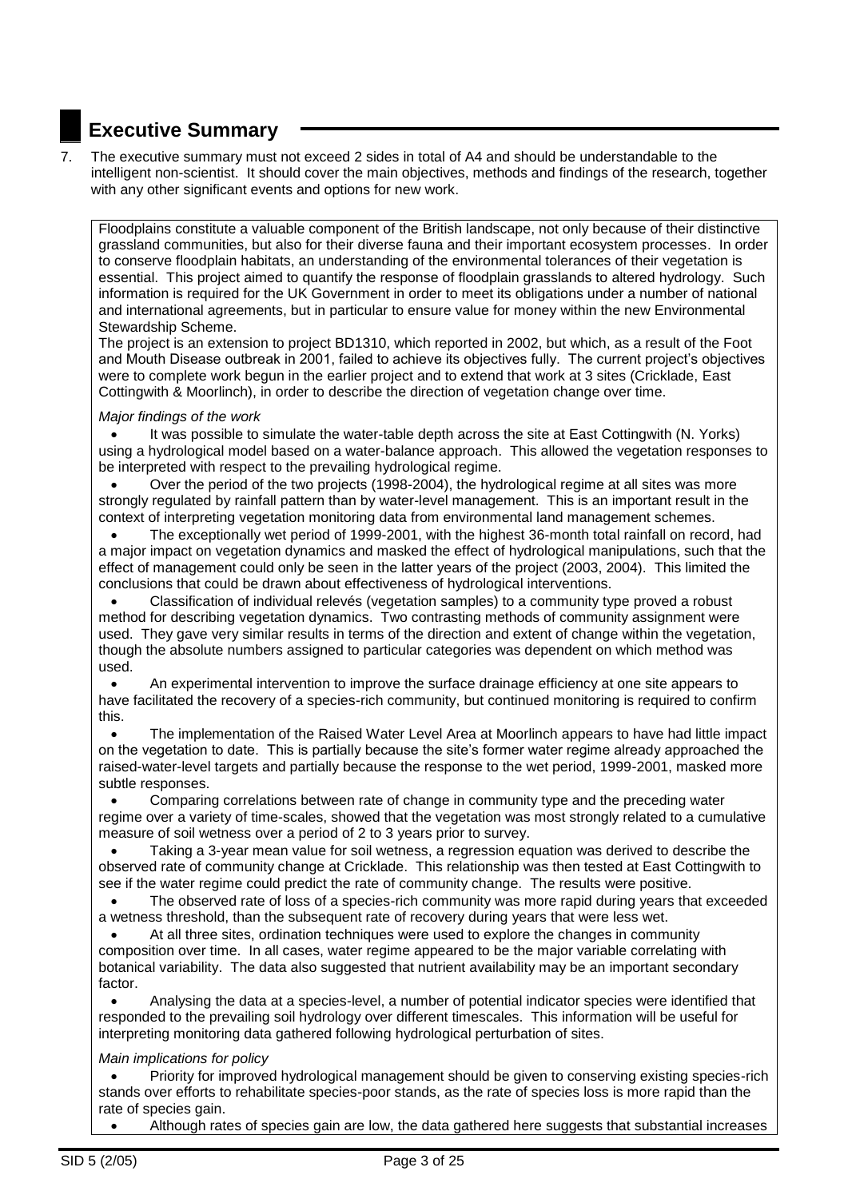# Executive Summary

7. The executive summary must not exceed 2 sides in total of A4 and should be understandable to the intelligent non-scientist. It should cover the main objectives, methods and findings of the research, together with any other significant events and options for new work.

Floodplains constitute a valuable component of the British landscape, not only because of their distinctive grassland communities, but also for their diverse fauna and their important ecosystem processes. In order to conserve floodplain habitats, an understanding of the environmental tolerances of their vegetation is essential. This project aimed to quantify the response of floodplain grasslands to altered hydrology. Such information is required for the UK Government in order to meet its obligations under a number of national and international agreements, but in particular to ensure value for money within the new Environmental Stewardship Scheme.

The project is an extension to project BD1310, which reported in 2002, but which, as a result of the Foot and Mouth Disease outbreak in 2001, failed to achieve its objectives fully. The current project's objectives were to complete work begun in the earlier project and to extend that work at 3 sites (Cricklade, East Cottingwith & Moorlinch), in order to describe the direction of vegetation change over time.

*Major findings of the work*

- It was possible to simulate the water-table depth across the site at East Cottingwith (N. Yorks) using a hydrological model based on a water-balance approach. This allowed the vegetation responses to be interpreted with respect to the prevailing hydrological regime.
- Over the period of the two projects (1998-2004), the hydrological regime at all sites was more strongly regulated by rainfall pattern than by water-level management. This is an important result in the context of interpreting vegetation monitoring data from environmental land management schemes.
- The exceptionally wet period of 1999-2001, with the highest 36-month total rainfall on record, had a major impact on vegetation dynamics and masked the effect of hydrological manipulations, such that the effect of management could only be seen in the latter years of the project (2003, 2004). This limited the conclusions that could be drawn about effectiveness of hydrological interventions.
- Classification of individual relevés (vegetation samples) to a community type proved a robust method for describing vegetation dynamics. Two contrasting methods of community assignment were used. They gave very similar results in terms of the direction and extent of change within the vegetation, though the absolute numbers assigned to particular categories was dependent on which method was used.
- An experimental intervention to improve the surface drainage efficiency at one site appears to have facilitated the recovery of a species-rich community, but continued monitoring is required to confirm this.
- The implementation of the Raised Water Level Area at Moorlinch appears to have had little impact on the vegetation to date. This is partially because the site's former water regime already approached the raised-water-level targets and partially because the response to the wet period, 1999-2001, masked more subtle responses.
- Comparing correlations between rate of change in community type and the preceding water regime over a variety of time-scales, showed that the vegetation was most strongly related to a cumulative measure of soil wetness over a period of 2 to 3 years prior to survey.
- Taking a 3-year mean value for soil wetness, a regression equation was derived to describe the observed rate of community change at Cricklade. This relationship was then tested at East Cottingwith to see if the water regime could predict the rate of community change. The results were positive.
- The observed rate of loss of a species-rich community was more rapid during years that exceeded a wetness threshold, than the subsequent rate of recovery during years that were less wet.
- At all three sites, ordination techniques were used to explore the changes in community composition over time. In all cases, water regime appeared to be the major variable correlating with botanical variability. The data also suggested that nutrient availability may be an important secondary factor.
- Analysing the data at a species-level, a number of potential indicator species were identified that responded to the prevailing soil hydrology over different timescales. This information will be useful for interpreting monitoring data gathered following hydrological perturbation of sites.

*Main implications for policy*

- Priority for improved hydrological management should be given to conserving existing species-rich stands over efforts to rehabilitate species-poor stands, as the rate of species loss is more rapid than the rate of species gain.
- Although rates of species gain are low, the data gathered here suggests that substantial increases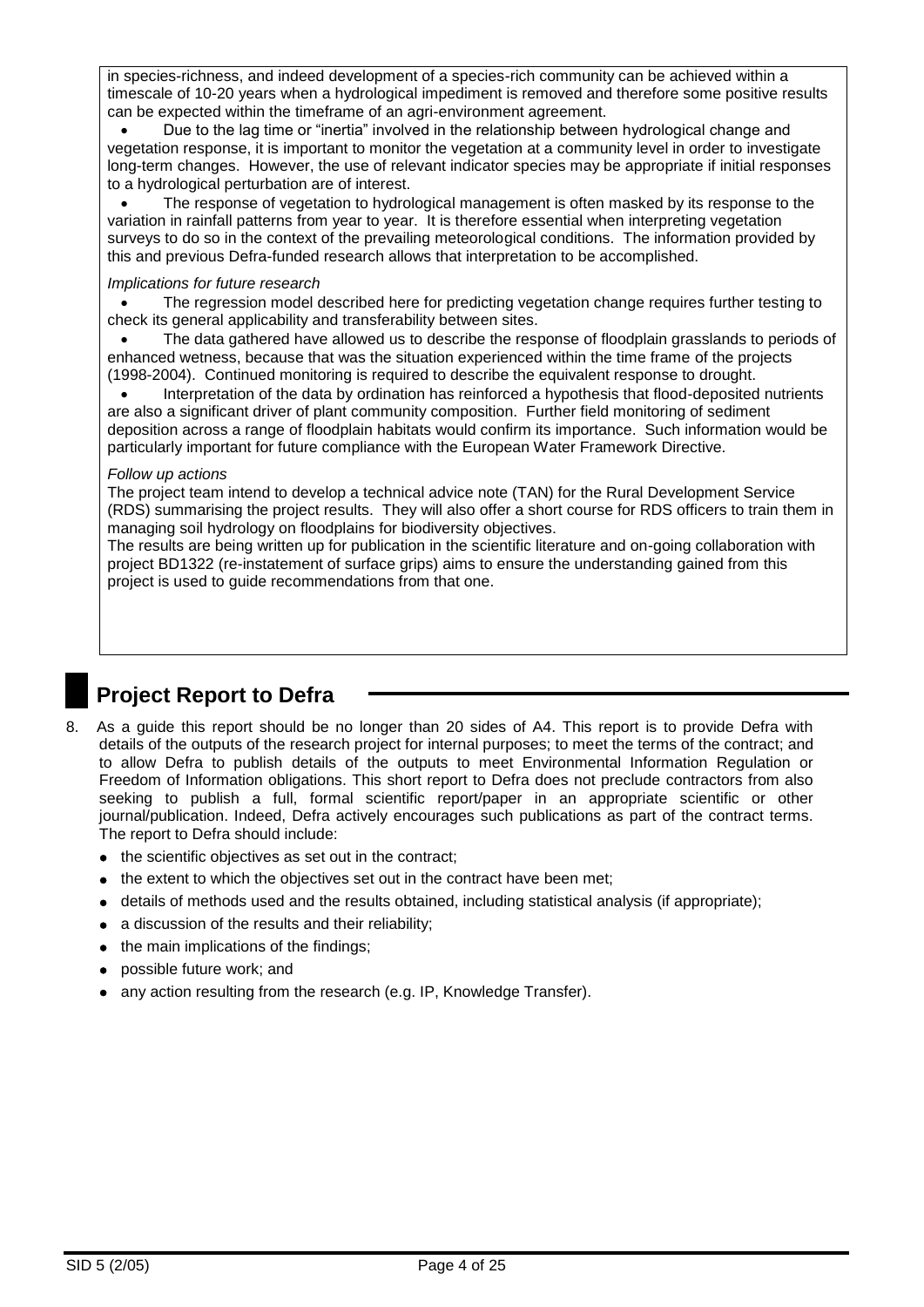in species-richness, and indeed development of a species-rich community can be achieved within a timescale of 10-20 years when a hydrological impediment is removed and therefore some positive results can be expected within the timeframe of an agri-environment agreement.

- Due to the lag time or "inertia" involved in the relationship between hydrological change and vegetation response, it is important to monitor the vegetation at a community level in order to investigate long-term changes. However, the use of relevant indicator species may be appropriate if initial responses to a hydrological perturbation are of interest.
- The response of vegetation to hydrological management is often masked by its response to the variation in rainfall patterns from year to year. It is therefore essential when interpreting vegetation surveys to do so in the context of the prevailing meteorological conditions. The information provided by this and previous Defra-funded research allows that interpretation to be accomplished.

*Implications for future research*

- The regression model described here for predicting vegetation change requires further testing to check its general applicability and transferability between sites.
- The data gathered have allowed us to describe the response of floodplain grasslands to periods of enhanced wetness, because that was the situation experienced within the time frame of the projects (1998-2004). Continued monitoring is required to describe the equivalent response to drought.
- Interpretation of the data by ordination has reinforced a hypothesis that flood-deposited nutrients are also a significant driver of plant community composition. Further field monitoring of sediment deposition across a range of floodplain habitats would confirm its importance. Such information would be particularly important for future compliance with the European Water Framework Directive.

*Follow up actions*

The project team intend to develop a technical advice note (TAN) for the Rural Development Service (RDS) summarising the project results. They will also offer a short course for RDS officers to train them in managing soil hydrology on floodplains for biodiversity objectives.

The results are being written up for publication in the scientific literature and on-going collaboration with project BD1322 (re-instatement of surface grips) aims to ensure the understanding gained from this project is used to guide recommendations from that one.

# Project Report to Defra

8. As a guide this report should be no longer than 20 sides of A4. This report is to provide Defra with details of the outputs of the research project for internal purposes; to meet the terms of the contract; and to allow Defra to publish details of the outputs to meet Environmental Information Regulation or Freedom of Information obligations. This short report to Defra does not preclude contractors from also seeking to publish a full, formal scientific report/paper in an appropriate scientific or other journal/publication. Indeed, Defra actively encourages such publications as part of the contract terms. The report to Defra should include:
   - the scientific objectives as set out in the contract;
   - the extent to which the objectives set out in the contract have been met;
   - details of methods used and the results obtained, including statistical analysis (if appropriate);
   - a discussion of the results and their reliability;
   - the main implications of the findings;
   - possible future work; and
   - any action resulting from the research (e.g. IP, Knowledge Transfer).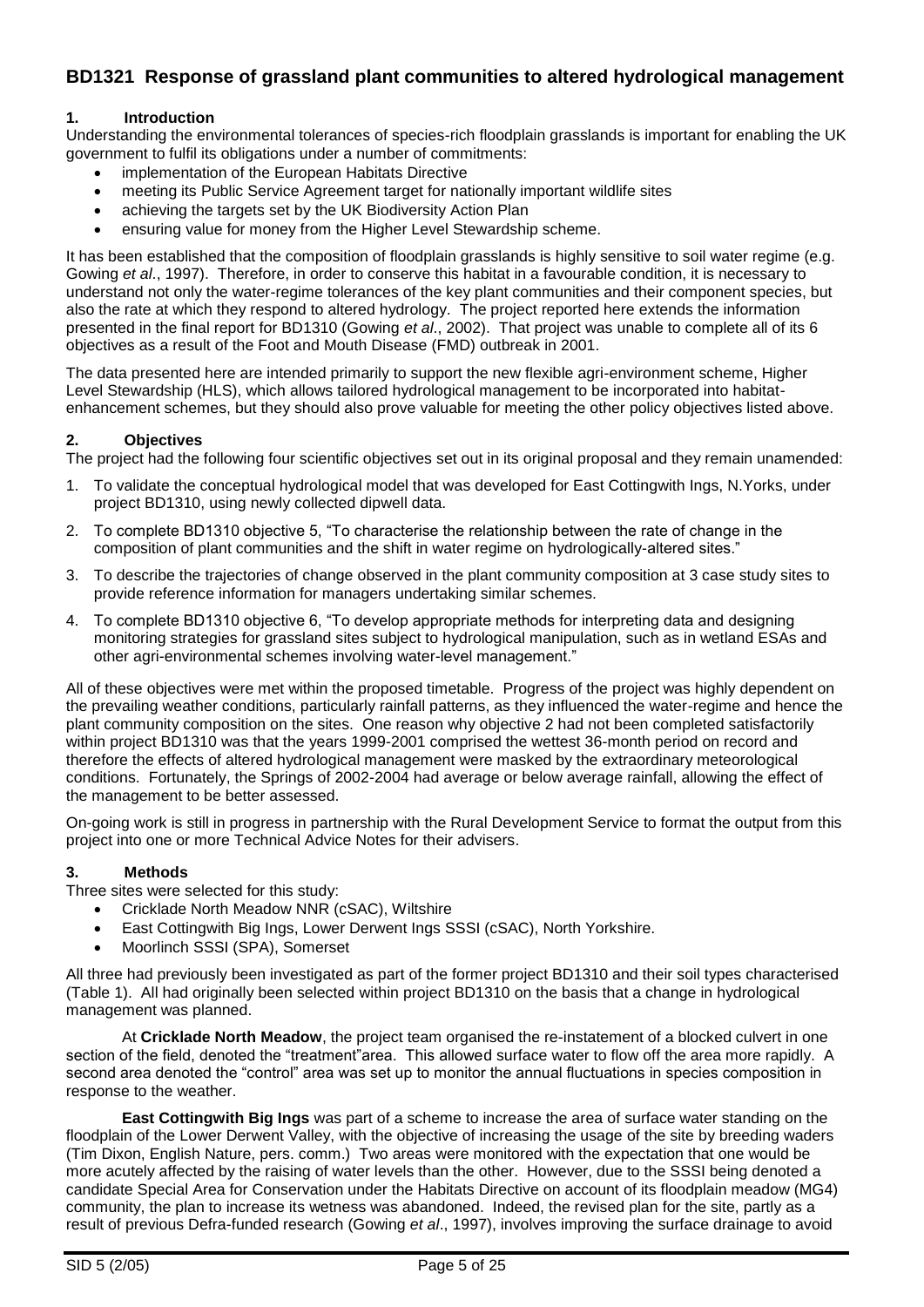# BD1321 Response of grassland plant communities to altered hydrological management

## 1. Introduction

Understanding the environmental tolerances of species-rich floodplain grasslands is important for enabling the UK government to fulfil its obligations under a number of commitments:

- implementation of the European Habitats Directive
- meeting its Public Service Agreement target for nationally important wildlife sites
- achieving the targets set by the UK Biodiversity Action Plan
- ensuring value for money from the Higher Level Stewardship scheme.

It has been established that the composition of floodplain grasslands is highly sensitive to soil water regime (e.g. Gowing *et al*., 1997). Therefore, in order to conserve this habitat in a favourable condition, it is necessary to understand not only the water-regime tolerances of the key plant communities and their component species, but also the rate at which they respond to altered hydrology. The project reported here extends the information presented in the final report for BD1310 (Gowing *et al*., 2002). That project was unable to complete all of its 6 objectives as a result of the Foot and Mouth Disease (FMD) outbreak in 2001.

The data presented here are intended primarily to support the new flexible agri-environment scheme, Higher Level Stewardship (HLS), which allows tailored hydrological management to be incorporated into habitat-enhancement schemes, but they should also prove valuable for meeting the other policy objectives listed above.

## 2. Objectives

The project had the following four scientific objectives set out in its original proposal and they remain unamended:

1. To validate the conceptual hydrological model that was developed for East Cottingwith Ings, N.Yorks, under project BD1310, using newly collected dipwell data.
2. To complete BD1310 objective 5, "To characterise the relationship between the rate of change in the composition of plant communities and the shift in water regime on hydrologically-altered sites."
3. To describe the trajectories of change observed in the plant community composition at 3 case study sites to provide reference information for managers undertaking similar schemes.
4. To complete BD1310 objective 6, "To develop appropriate methods for interpreting data and designing monitoring strategies for grassland sites subject to hydrological manipulation, such as in wetland ESAs and other agri-environmental schemes involving water-level management."

All of these objectives were met within the proposed timetable. Progress of the project was highly dependent on the prevailing weather conditions, particularly rainfall patterns, as they influenced the water-regime and hence the plant community composition on the sites. One reason why objective 2 had not been completed satisfactorily within project BD1310 was that the years 1999-2001 comprised the wettest 36-month period on record and therefore the effects of altered hydrological management were masked by the extraordinary meteorological conditions. Fortunately, the Springs of 2002-2004 had average or below average rainfall, allowing the effect of the management to be better assessed.

On-going work is still in progress in partnership with the Rural Development Service to format the output from this project into one or more Technical Advice Notes for their advisers.

## 3. Methods

Three sites were selected for this study:

- Cricklade North Meadow NNR (cSAC), Wiltshire
- East Cottingwith Big Ings, Lower Derwent Ings SSSI (cSAC), North Yorkshire.
- Moorlinch SSSI (SPA), Somerset

All three had previously been investigated as part of the former project BD1310 and their soil types characterised (Table 1). All had originally been selected within project BD1310 on the basis that a change in hydrological management was planned.

At **Cricklade North Meadow**, the project team organised the re-instatement of a blocked culvert in one section of the field, denoted the "treatment"area. This allowed surface water to flow off the area more rapidly. A second area denoted the "control" area was set up to monitor the annual fluctuations in species composition in response to the weather.

**East Cottingwith Big Ings** was part of a scheme to increase the area of surface water standing on the floodplain of the Lower Derwent Valley, with the objective of increasing the usage of the site by breeding waders (Tim Dixon, English Nature, pers. comm.) Two areas were monitored with the expectation that one would be more acutely affected by the raising of water levels than the other. However, due to the SSSI being denoted a candidate Special Area for Conservation under the Habitats Directive on account of its floodplain meadow (MG4) community, the plan to increase its wetness was abandoned. Indeed, the revised plan for the site, partly as a result of previous Defra-funded research (Gowing *et al*., 1997), involves improving the surface drainage to avoid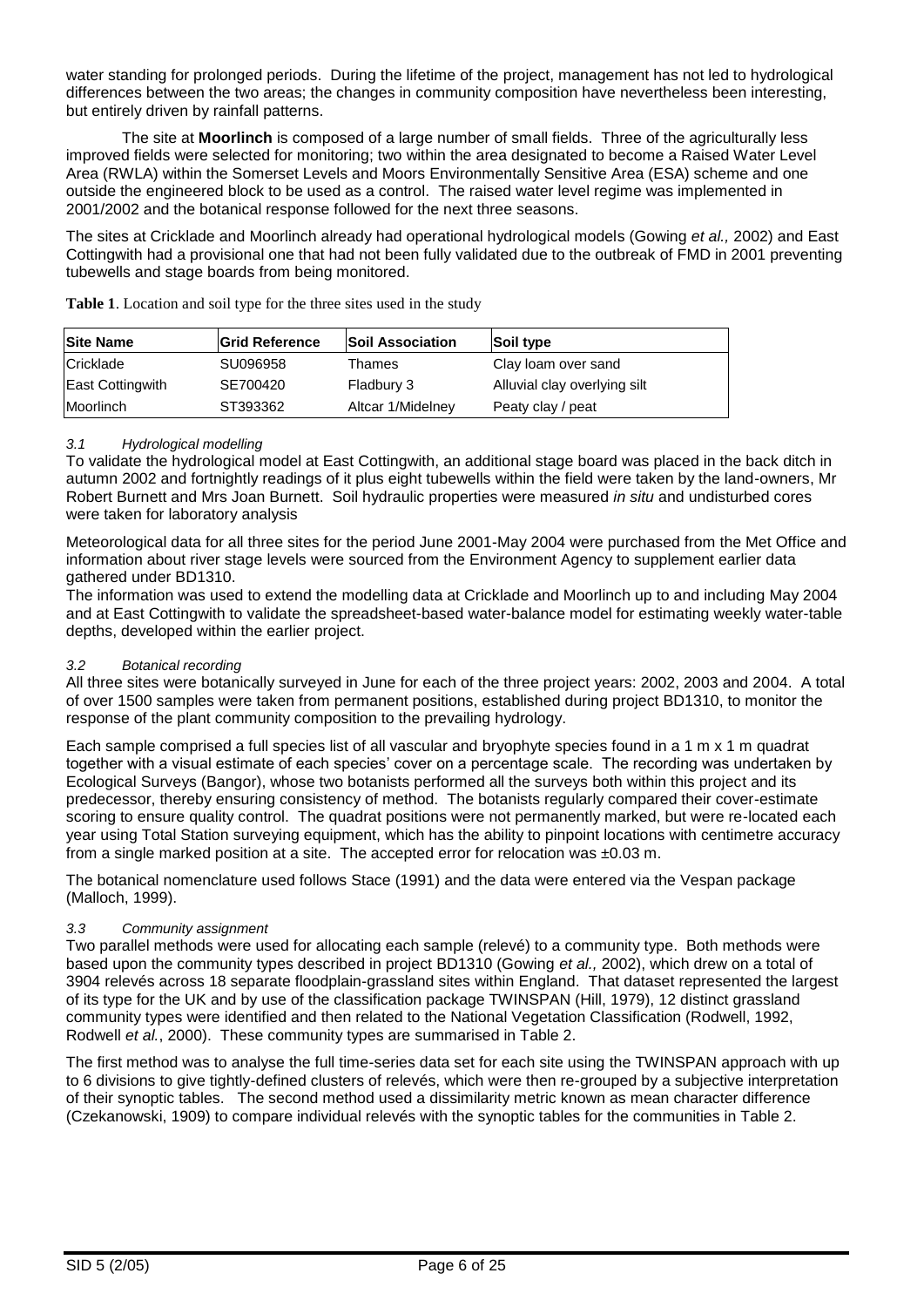water standing for prolonged periods. During the lifetime of the project, management has not led to hydrological differences between the two areas; the changes in community composition have nevertheless been interesting, but entirely driven by rainfall patterns.

The site at **Moorlinch** is composed of a large number of small fields. Three of the agriculturally less improved fields were selected for monitoring; two within the area designated to become a Raised Water Level Area (RWLA) within the Somerset Levels and Moors Environmentally Sensitive Area (ESA) scheme and one outside the engineered block to be used as a control. The raised water level regime was implemented in 2001/2002 and the botanical response followed for the next three seasons.

The sites at Cricklade and Moorlinch already had operational hydrological models (Gowing *et al.,* 2002) and East Cottingwith had a provisional one that had not been fully validated due to the outbreak of FMD in 2001 preventing tubewells and stage boards from being monitored.

**Table 1**. Location and soil type for the three sites used in the study

| Site Name | Grid Reference | Soil Association | Soil type |
|---|---|---|---|
| Cricklade | SU096958 | Thames | Clay loam over sand |
| East Cottingwith | SE700420 | Fladbury 3 | Alluvial clay overlying silt |
| Moorlinch | ST393362 | Altcar 1/Midelney | Peaty clay / peat |

### *3.1 Hydrological modelling*

To validate the hydrological model at East Cottingwith, an additional stage board was placed in the back ditch in autumn 2002 and fortnightly readings of it plus eight tubewells within the field were taken by the land-owners, Mr Robert Burnett and Mrs Joan Burnett. Soil hydraulic properties were measured *in situ* and undisturbed cores were taken for laboratory analysis

Meteorological data for all three sites for the period June 2001-May 2004 were purchased from the Met Office and information about river stage levels were sourced from the Environment Agency to supplement earlier data gathered under BD1310.

The information was used to extend the modelling data at Cricklade and Moorlinch up to and including May 2004 and at East Cottingwith to validate the spreadsheet-based water-balance model for estimating weekly water-table depths, developed within the earlier project.

### *3.2 Botanical recording*

All three sites were botanically surveyed in June for each of the three project years: 2002, 2003 and 2004. A total of over 1500 samples were taken from permanent positions, established during project BD1310, to monitor the response of the plant community composition to the prevailing hydrology.

Each sample comprised a full species list of all vascular and bryophyte species found in a 1 m x 1 m quadrat together with a visual estimate of each species' cover on a percentage scale. The recording was undertaken by Ecological Surveys (Bangor), whose two botanists performed all the surveys both within this project and its predecessor, thereby ensuring consistency of method. The botanists regularly compared their cover-estimate scoring to ensure quality control. The quadrat positions were not permanently marked, but were re-located each year using Total Station surveying equipment, which has the ability to pinpoint locations with centimetre accuracy from a single marked position at a site. The accepted error for relocation was ±0.03 m.

The botanical nomenclature used follows Stace (1991) and the data were entered via the Vespan package (Malloch, 1999).

### *3.3 Community assignment*

Two parallel methods were used for allocating each sample (relevé) to a community type. Both methods were based upon the community types described in project BD1310 (Gowing *et al.,* 2002), which drew on a total of 3904 relevés across 18 separate floodplain-grassland sites within England. That dataset represented the largest of its type for the UK and by use of the classification package TWINSPAN (Hill, 1979), 12 distinct grassland community types were identified and then related to the National Vegetation Classification (Rodwell, 1992, Rodwell *et al.*, 2000). These community types are summarised in Table 2.

The first method was to analyse the full time-series data set for each site using the TWINSPAN approach with up to 6 divisions to give tightly-defined clusters of relevés, which were then re-grouped by a subjective interpretation of their synoptic tables. The second method used a dissimilarity metric known as mean character difference (Czekanowski, 1909) to compare individual relevés with the synoptic tables for the communities in Table 2.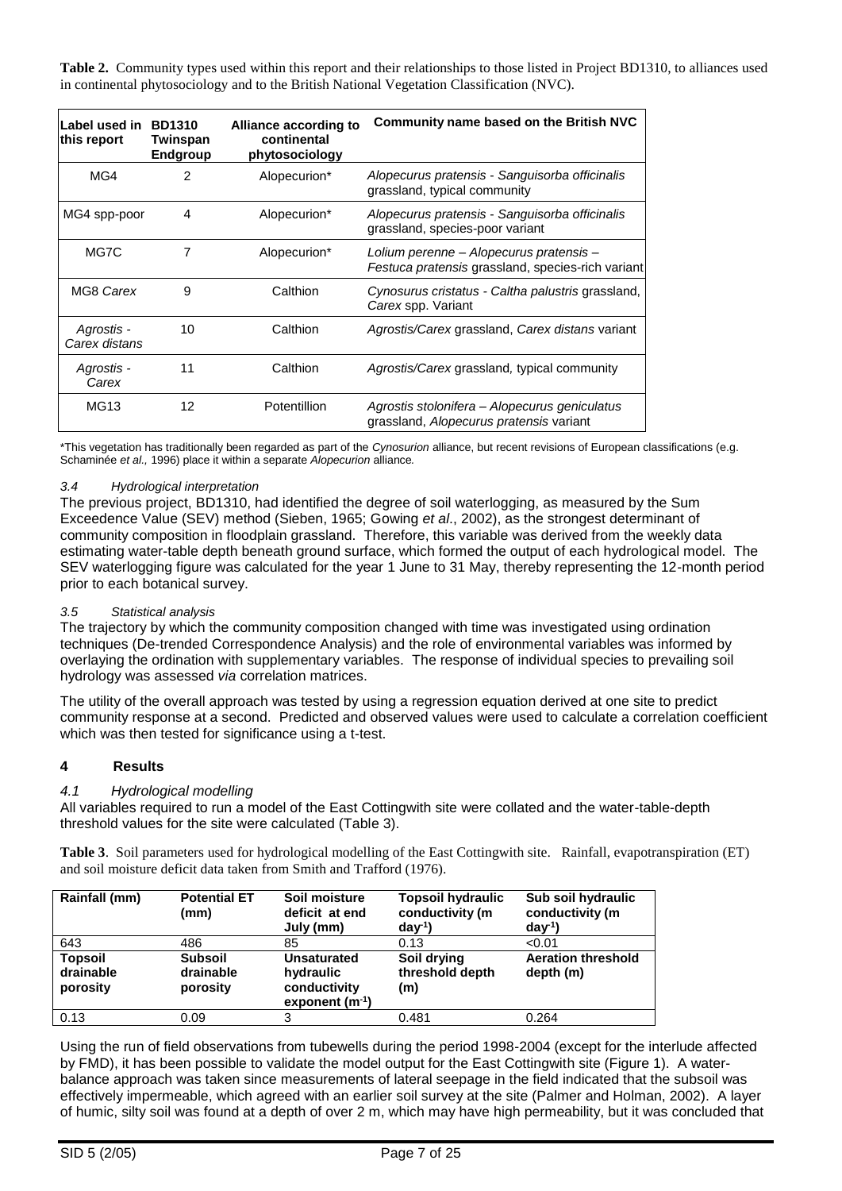**Table 2.** Community types used within this report and their relationships to those listed in Project BD1310, to alliances used in continental phytosociology and to the British National Vegetation Classification (NVC).

| Label used in this report | BD1310 Twinspan Endgroup | Alliance according to continental phytosociology | Community name based on the British NVC |
|---|---|---|---|
| MG4 | 2 | Alopecurion* | *Alopecurus pratensis - Sanguisorba officinalis* grassland, typical community |
| MG4 spp-poor | 4 | Alopecurion* | *Alopecurus pratensis - Sanguisorba officinalis* grassland, species-poor variant |
| MG7C | 7 | Alopecurion* | *Lolium perenne – Alopecurus pratensis – Festuca pratensis* grassland, species-rich variant |
| MG8 *Carex* | 9 | Calthion | *Cynosurus cristatus - Caltha palustris* grassland, *Carex* spp. Variant |
| *Agrostis - Carex distans* | 10 | Calthion | *Agrostis/Carex* grassland, *Carex distans* variant |
| *Agrostis - Carex* | 11 | Calthion | *Agrostis/Carex* grassland, typical community |
| MG13 | 12 | Potentillion | *Agrostis stolonifera – Alopecurus geniculatus* grassland, *Alopecurus pratensis* variant |

*This vegetation has traditionally been regarded as part of the *Cynosurion* alliance, but recent revisions of European classifications (e.g. Schaminée *et al.,* 1996) place it within a separate *Alopecurion* alliance*.*

### *3.4 Hydrological interpretation*

The previous project, BD1310, had identified the degree of soil waterlogging, as measured by the Sum Exceedence Value (SEV) method (Sieben, 1965; Gowing *et al*., 2002), as the strongest determinant of community composition in floodplain grassland. Therefore, this variable was derived from the weekly data estimating water-table depth beneath ground surface, which formed the output of each hydrological model. The SEV waterlogging figure was calculated for the year 1 June to 31 May, thereby representing the 12-month period prior to each botanical survey.

### *3.5 Statistical analysis*

The trajectory by which the community composition changed with time was investigated using ordination techniques (De-trended Correspondence Analysis) and the role of environmental variables was informed by overlaying the ordination with supplementary variables. The response of individual species to prevailing soil hydrology was assessed *via* correlation matrices.

The utility of the overall approach was tested by using a regression equation derived at one site to predict community response at a second. Predicted and observed values were used to calculate a correlation coefficient which was then tested for significance using a t-test.

## 4 Results

### *4.1 Hydrological modelling*

All variables required to run a model of the East Cottingwith site were collated and the water-table-depth threshold values for the site were calculated (Table 3).

**Table 3**. Soil parameters used for hydrological modelling of the East Cottingwith site. Rainfall, evapotranspiration (ET) and soil moisture deficit data taken from Smith and Trafford (1976).

| Rainfall (mm) | Potential ET (mm) | Soil moisture deficit at end July (mm) | Topsoil hydraulic conductivity (m $day^{-1}$) | Sub soil hydraulic conductivity (m $day^{-1}$) |
|---|---|---|---|---|
| 643 | 486 | 85 | 0.13 | <0.01 |
| **Topsoil drainable porosity** | **Subsoil drainable porosity** | **Unsaturated hydraulic conductivity exponent ($m^{-1}$)** | **Soil drying threshold depth (m)** | **Aeration threshold depth (m)** |
| 0.13 | 0.09 | 3 | 0.481 | 0.264 |

Using the run of field observations from tubewells during the period 1998-2004 (except for the interlude affected by FMD), it has been possible to validate the model output for the East Cottingwith site (Figure 1). A water-balance approach was taken since measurements of lateral seepage in the field indicated that the subsoil was effectively impermeable, which agreed with an earlier soil survey at the site (Palmer and Holman, 2002). A layer of humic, silty soil was found at a depth of over 2 m, which may have high permeability, but it was concluded that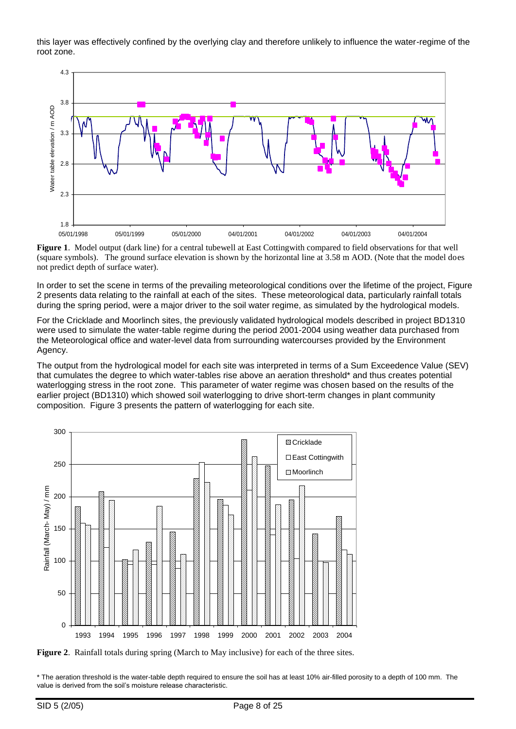this layer was effectively confined by the overlying clay and therefore unlikely to influence the water-regime of the root zone.

**Figure 1**. Model output (dark line) for a central tubewell at East Cottingwith compared to field observations for that well (square symbols). The ground surface elevation is shown by the horizontal line at 3.58 m AOD. (Note that the model does not predict depth of surface water).

In order to set the scene in terms of the prevailing meteorological conditions over the lifetime of the project, Figure 2 presents data relating to the rainfall at each of the sites. These meteorological data, particularly rainfall totals during the spring period, were a major driver to the soil water regime, as simulated by the hydrological models.

For the Cricklade and Moorlinch sites, the previously validated hydrological models described in project BD1310 were used to simulate the water-table regime during the period 2001-2004 using weather data purchased from the Meteorological office and water-level data from surrounding watercourses provided by the Environment Agency.

The output from the hydrological model for each site was interpreted in terms of a Sum Exceedence Value (SEV) that cumulates the degree to which water-tables rise above an aeration threshold* and thus creates potential waterlogging stress in the root zone. This parameter of water regime was chosen based on the results of the earlier project (BD1310) which showed soil waterlogging to drive short-term changes in plant community composition. Figure 3 presents the pattern of waterlogging for each site.

**Figure 2**. Rainfall totals during spring (March to May inclusive) for each of the three sites.

\* The aeration threshold is the water-table depth required to ensure the soil has at least 10% air-filled porosity to a depth of 100 mm. The value is derived from the soil's moisture release characteristic.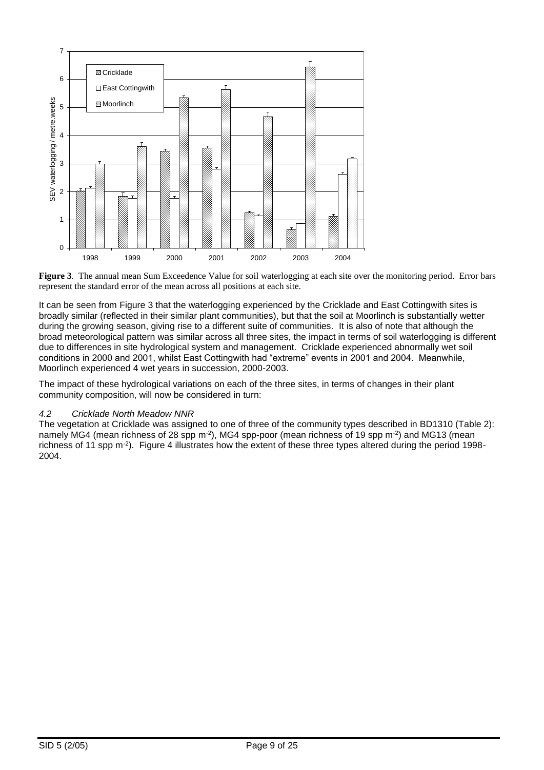**Figure 3**. The annual mean Sum Exceedence Value for soil waterlogging at each site over the monitoring period. Error bars represent the standard error of the mean across all positions at each site.

It can be seen from Figure 3 that the waterlogging experienced by the Cricklade and East Cottingwith sites is broadly similar (reflected in their similar plant communities), but that the soil at Moorlinch is substantially wetter during the growing season, giving rise to a different suite of communities. It is also of note that although the broad meteorological pattern was similar across all three sites, the impact in terms of soil waterlogging is different due to differences in site hydrological system and management. Cricklade experienced abnormally wet soil conditions in 2000 and 2001, whilst East Cottingwith had "extreme" events in 2001 and 2004. Meanwhile, Moorlinch experienced 4 wet years in succession, 2000-2003.

The impact of these hydrological variations on each of the three sites, in terms of changes in their plant community composition, will now be considered in turn:

### *4.2 Cricklade North Meadow NNR*

The vegetation at Cricklade was assigned to one of three of the community types described in BD1310 (Table 2): namely MG4 (mean richness of 28 spp $m^{-2}$), MG4 spp-poor (mean richness of 19 spp $m^{-2}$) and MG13 (mean richness of 11 spp $m^{-2}$). Figure 4 illustrates how the extent of these three types altered during the period 1998-2004.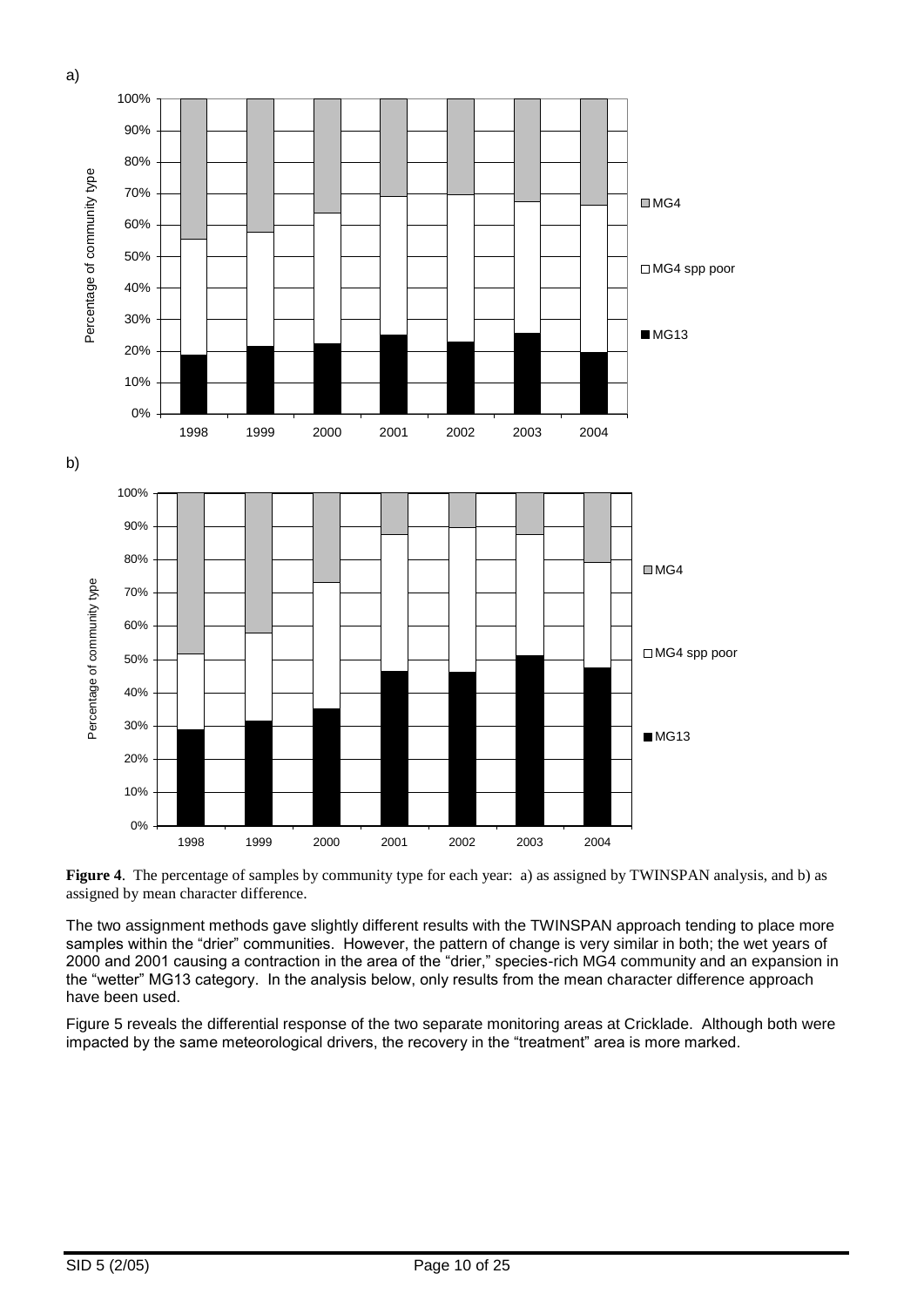a)

b)

**Figure 4**. The percentage of samples by community type for each year: a) as assigned by TWINSPAN analysis, and b) as assigned by mean character difference.

The two assignment methods gave slightly different results with the TWINSPAN approach tending to place more samples within the "drier" communities. However, the pattern of change is very similar in both; the wet years of 2000 and 2001 causing a contraction in the area of the "drier," species-rich MG4 community and an expansion in the "wetter" MG13 category. In the analysis below, only results from the mean character difference approach have been used.

Figure 5 reveals the differential response of the two separate monitoring areas at Cricklade. Although both were impacted by the same meteorological drivers, the recovery in the "treatment" area is more marked.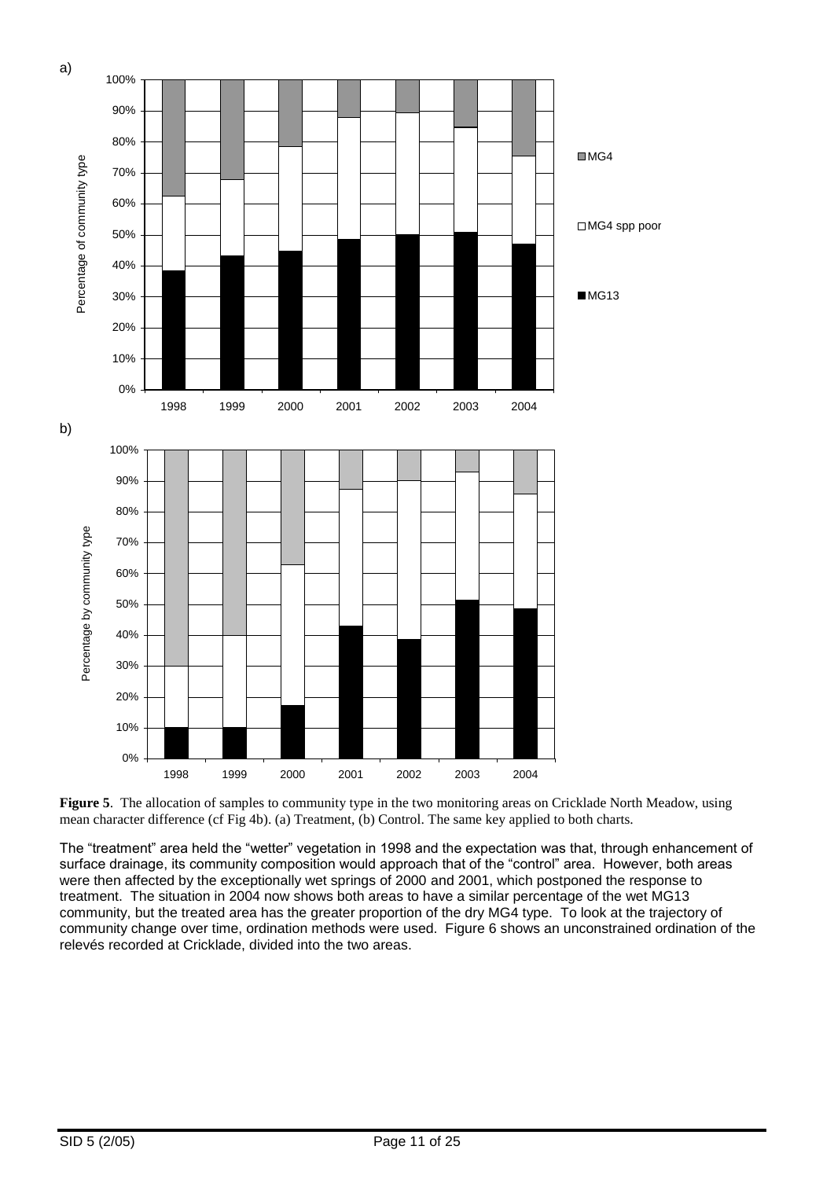a)

b)

**Figure 5**. The allocation of samples to community type in the two monitoring areas on Cricklade North Meadow, using mean character difference (cf Fig 4b). (a) Treatment, (b) Control. The same key applied to both charts.

The "treatment" area held the "wetter" vegetation in 1998 and the expectation was that, through enhancement of surface drainage, its community composition would approach that of the "control" area. However, both areas were then affected by the exceptionally wet springs of 2000 and 2001, which postponed the response to treatment. The situation in 2004 now shows both areas to have a similar percentage of the wet MG13 community, but the treated area has the greater proportion of the dry MG4 type. To look at the trajectory of community change over time, ordination methods were used. Figure 6 shows an unconstrained ordination of the relevés recorded at Cricklade, divided into the two areas.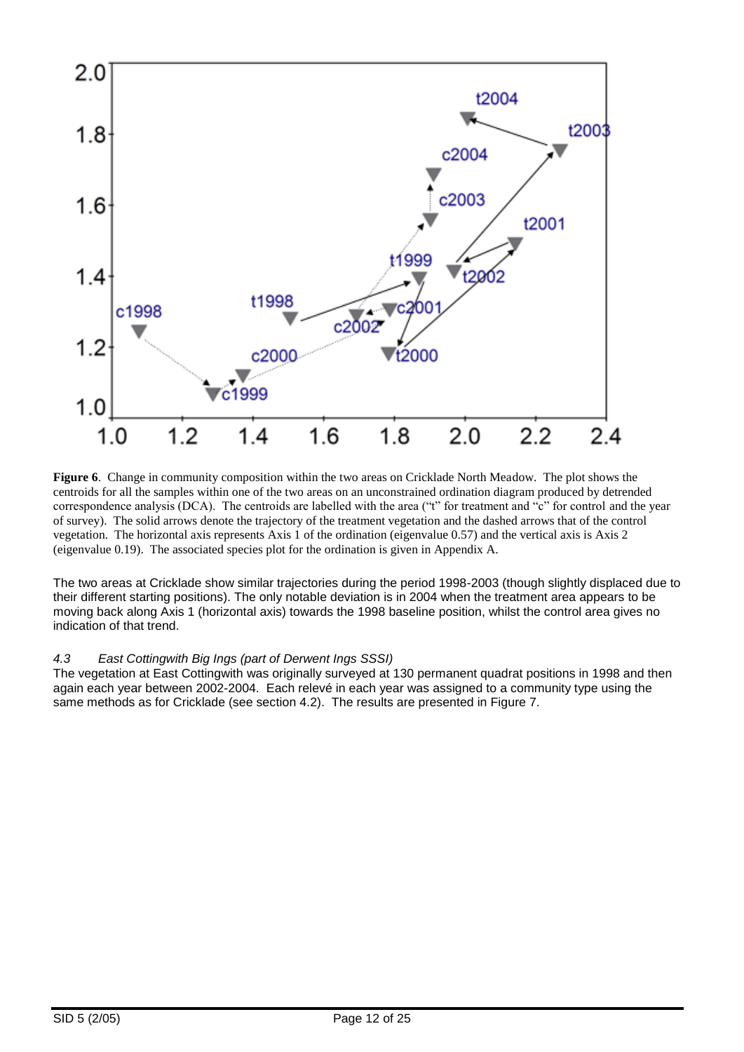**Figure 6**. Change in community composition within the two areas on Cricklade North Meadow. The plot shows the centroids for all the samples within one of the two areas on an unconstrained ordination diagram produced by detrended correspondence analysis (DCA). The centroids are labelled with the area ("t" for treatment and "c" for control and the year of survey). The solid arrows denote the trajectory of the treatment vegetation and the dashed arrows that of the control vegetation. The horizontal axis represents Axis 1 of the ordination (eigenvalue 0.57) and the vertical axis is Axis 2 (eigenvalue 0.19). The associated species plot for the ordination is given in Appendix A.

The two areas at Cricklade show similar trajectories during the period 1998-2003 (though slightly displaced due to their different starting positions). The only notable deviation is in 2004 when the treatment area appears to be moving back along Axis 1 (horizontal axis) towards the 1998 baseline position, whilst the control area gives no indication of that trend.

### *4.3 East Cottingwith Big Ings (part of Derwent Ings SSSI)*

The vegetation at East Cottingwith was originally surveyed at 130 permanent quadrat positions in 1998 and then again each year between 2002-2004. Each relevé in each year was assigned to a community type using the same methods as for Cricklade (see section 4.2). The results are presented in Figure 7.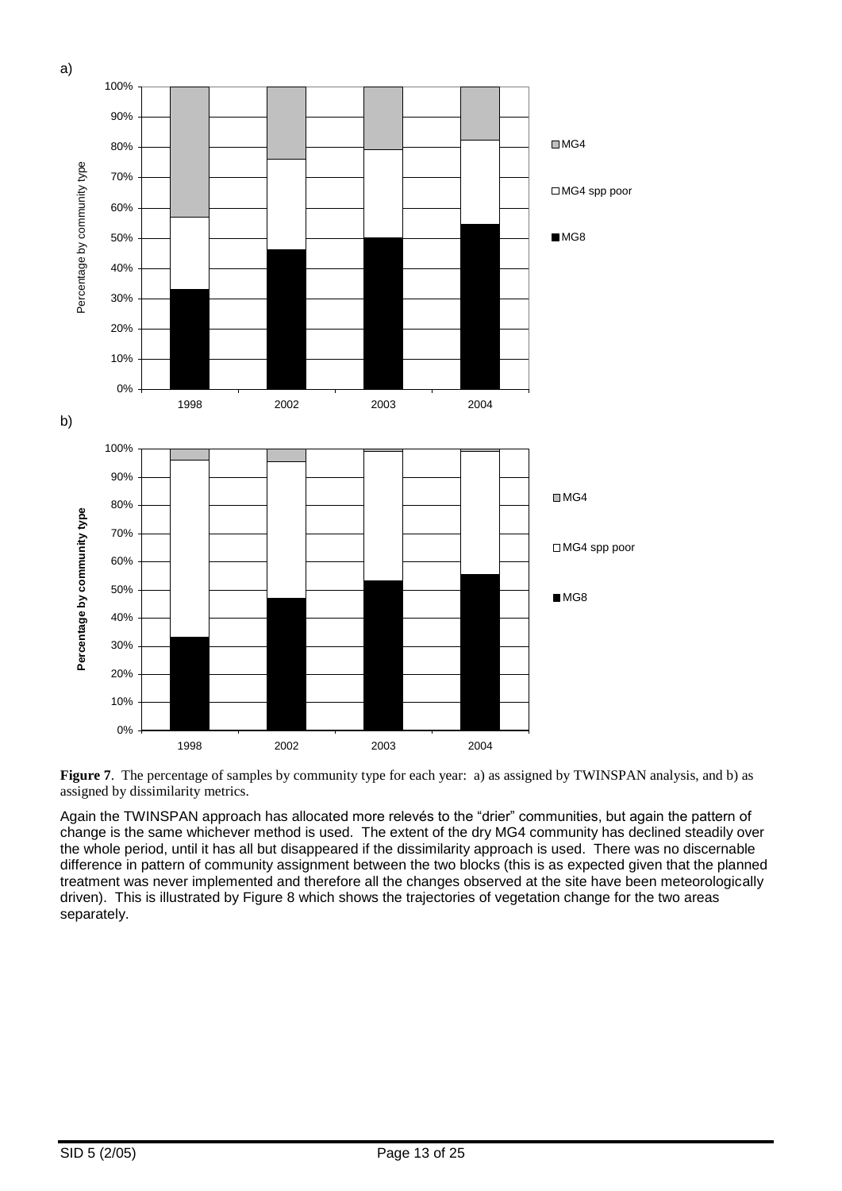a)

b)

**Figure 7**. The percentage of samples by community type for each year: a) as assigned by TWINSPAN analysis, and b) as assigned by dissimilarity metrics.

Again the TWINSPAN approach has allocated more relevés to the "drier" communities, but again the pattern of change is the same whichever method is used. The extent of the dry MG4 community has declined steadily over the whole period, until it has all but disappeared if the dissimilarity approach is used. There was no discernable difference in pattern of community assignment between the two blocks (this is as expected given that the planned treatment was never implemented and therefore all the changes observed at the site have been meteorologically driven). This is illustrated by Figure 8 which shows the trajectories of vegetation change for the two areas separately.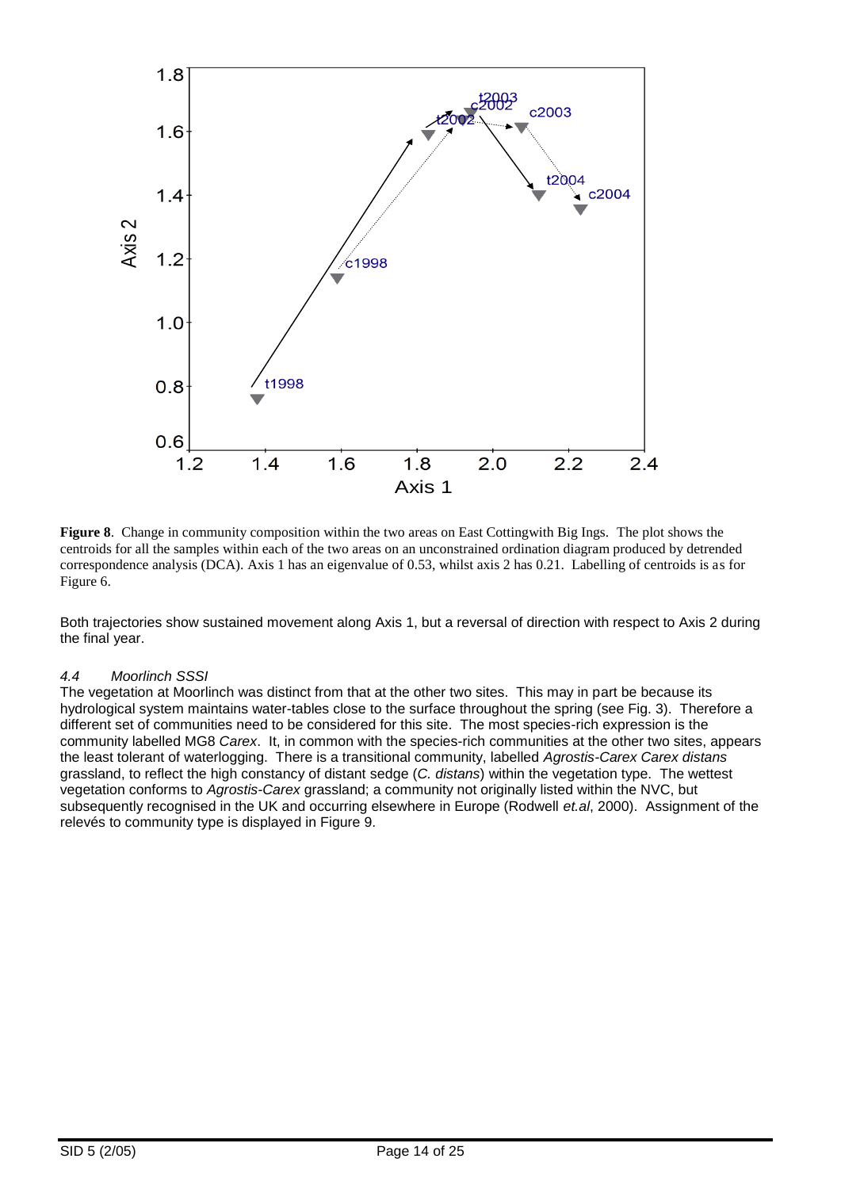**Figure 8**. Change in community composition within the two areas on East Cottingwith Big Ings. The plot shows the centroids for all the samples within each of the two areas on an unconstrained ordination diagram produced by detrended correspondence analysis (DCA). Axis 1 has an eigenvalue of 0.53, whilst axis 2 has 0.21. Labelling of centroids is as for Figure 6.

Both trajectories show sustained movement along Axis 1, but a reversal of direction with respect to Axis 2 during the final year.

### *4.4 Moorlinch SSSI*

The vegetation at Moorlinch was distinct from that at the other two sites. This may in part be because its hydrological system maintains water-tables close to the surface throughout the spring (see Fig. 3). Therefore a different set of communities need to be considered for this site. The most species-rich expression is the community labelled MG8 *Carex*. It, in common with the species-rich communities at the other two sites, appears the least tolerant of waterlogging. There is a transitional community, labelled *Agrostis-Carex Carex distans* grassland, to reflect the high constancy of distant sedge (*C. distans*) within the vegetation type. The wettest vegetation conforms to *Agrostis-Carex* grassland; a community not originally listed within the NVC, but subsequently recognised in the UK and occurring elsewhere in Europe (Rodwell *et.al*, 2000). Assignment of the relevés to community type is displayed in Figure 9.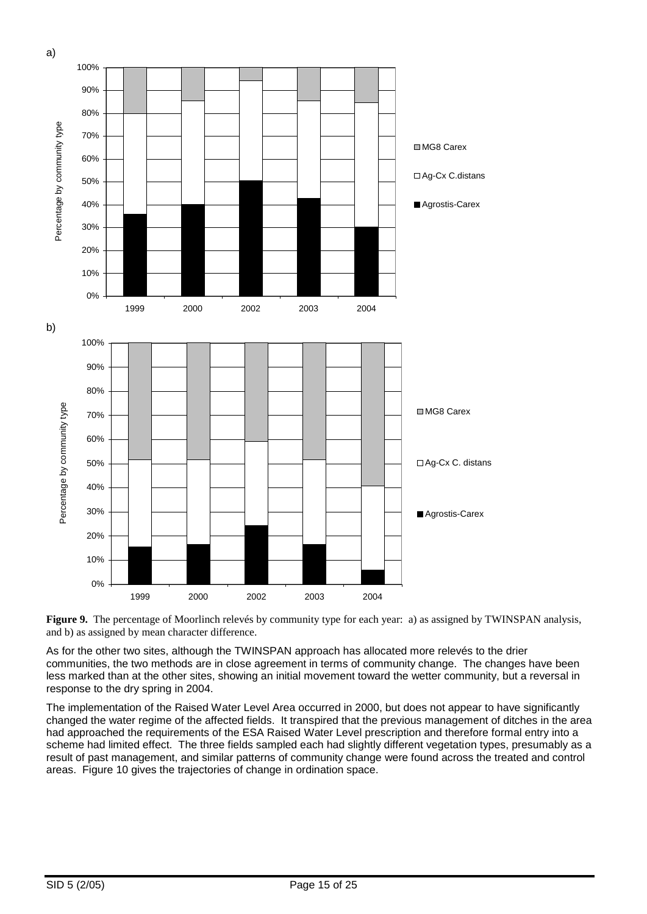a)

b)

**Figure 9.** The percentage of Moorlinch relevés by community type for each year: a) as assigned by TWINSPAN analysis, and b) as assigned by mean character difference.

As for the other two sites, although the TWINSPAN approach has allocated more relevés to the drier communities, the two methods are in close agreement in terms of community change. The changes have been less marked than at the other sites, showing an initial movement toward the wetter community, but a reversal in response to the dry spring in 2004.

The implementation of the Raised Water Level Area occurred in 2000, but does not appear to have significantly changed the water regime of the affected fields. It transpired that the previous management of ditches in the area had approached the requirements of the ESA Raised Water Level prescription and therefore formal entry into a scheme had limited effect. The three fields sampled each had slightly different vegetation types, presumably as a result of past management, and similar patterns of community change were found across the treated and control areas. Figure 10 gives the trajectories of change in ordination space.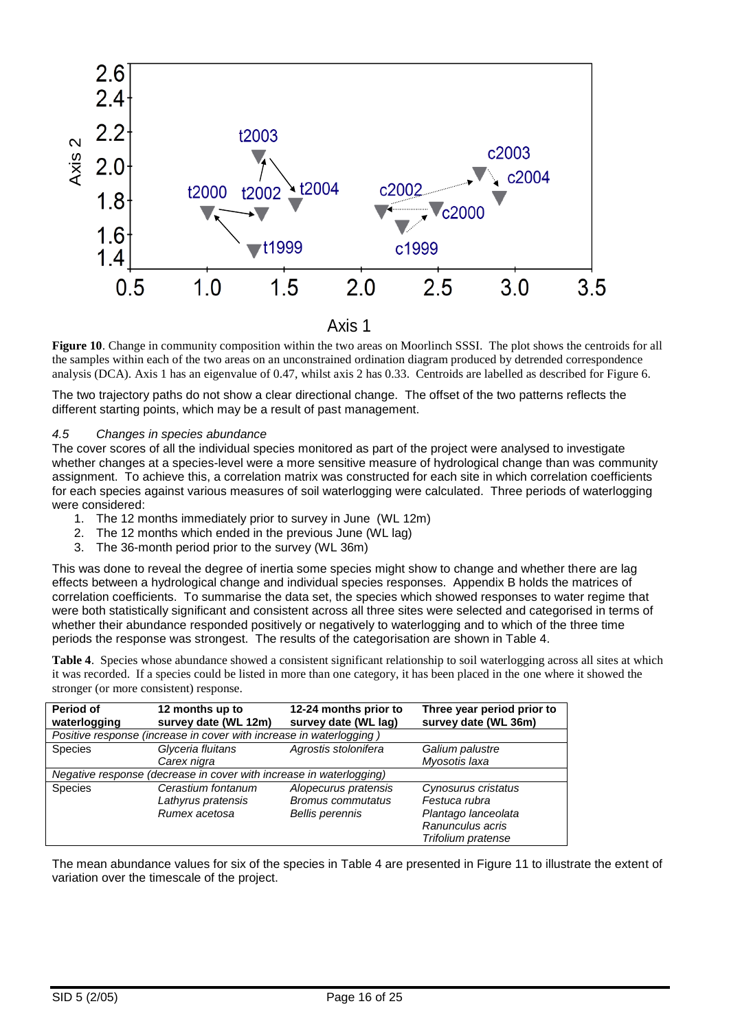Figure 10. Change in community composition within the two areas on Moorlinch SSSI. The plot shows the centroids for all the samples within each of the two areas on an unconstrained ordination diagram produced by detrended correspondence analysis (DCA). Axis 1 has an eigenvalue of 0.47, whilst axis 2 has 0.33. Centroids are labelled as described for Figure 6.

The two trajectory paths do not show a clear directional change. The offset of the two patterns reflects the different starting points, which may be a result of past management.

### *4.5 Changes in species abundance*

The cover scores of all the individual species monitored as part of the project were analysed to investigate whether changes at a species-level were a more sensitive measure of hydrological change than was community assignment. To achieve this, a correlation matrix was constructed for each site in which correlation coefficients for each species against various measures of soil waterlogging were calculated. Three periods of waterlogging were considered:

1. The 12 months immediately prior to survey in June (WL 12m)
2. The 12 months which ended in the previous June (WL lag)
3. The 36-month period prior to the survey (WL 36m)

This was done to reveal the degree of inertia some species might show to change and whether there are lag effects between a hydrological change and individual species responses. Appendix B holds the matrices of correlation coefficients. To summarise the data set, the species which showed responses to water regime that were both statistically significant and consistent across all three sites were selected and categorised in terms of whether their abundance responded positively or negatively to waterlogging and to which of the three time periods the response was strongest. The results of the categorisation are shown in Table 4.

**Table 4**. Species whose abundance showed a consistent significant relationship to soil waterlogging across all sites at which it was recorded. If a species could be listed in more than one category, it has been placed in the one where it showed the stronger (or more consistent) response.

| **Period of waterlogging** | **12 months up to survey date (WL 12m)** | **12-24 months prior to survey date (WL lag)** | **Three year period prior to survey date (WL 36m)** |
|---|---|---|---|
| *Positive response (increase in cover with increase in waterlogging )* | | | |
| Species | *Glyceria fluitans*<br>*Carex nigra* | *Agrostis stolonifera* | *Galium palustre*<br>*Myosotis laxa* |
| *Negative response (decrease in cover with increase in waterlogging)* | | | |
| Species | *Cerastium fontanum*<br>*Lathyrus pratensis*<br>*Rumex acetosa* | *Alopecurus pratensis*<br>*Bromus commutatus*<br>*Bellis perennis* | *Cynosurus cristatus*<br>*Festuca rubra*<br>*Plantago lanceolata*<br>*Ranunculus acris*<br>*Trifolium pratense* |

The mean abundance values for six of the species in Table 4 are presented in Figure 11 to illustrate the extent of variation over the timescale of the project.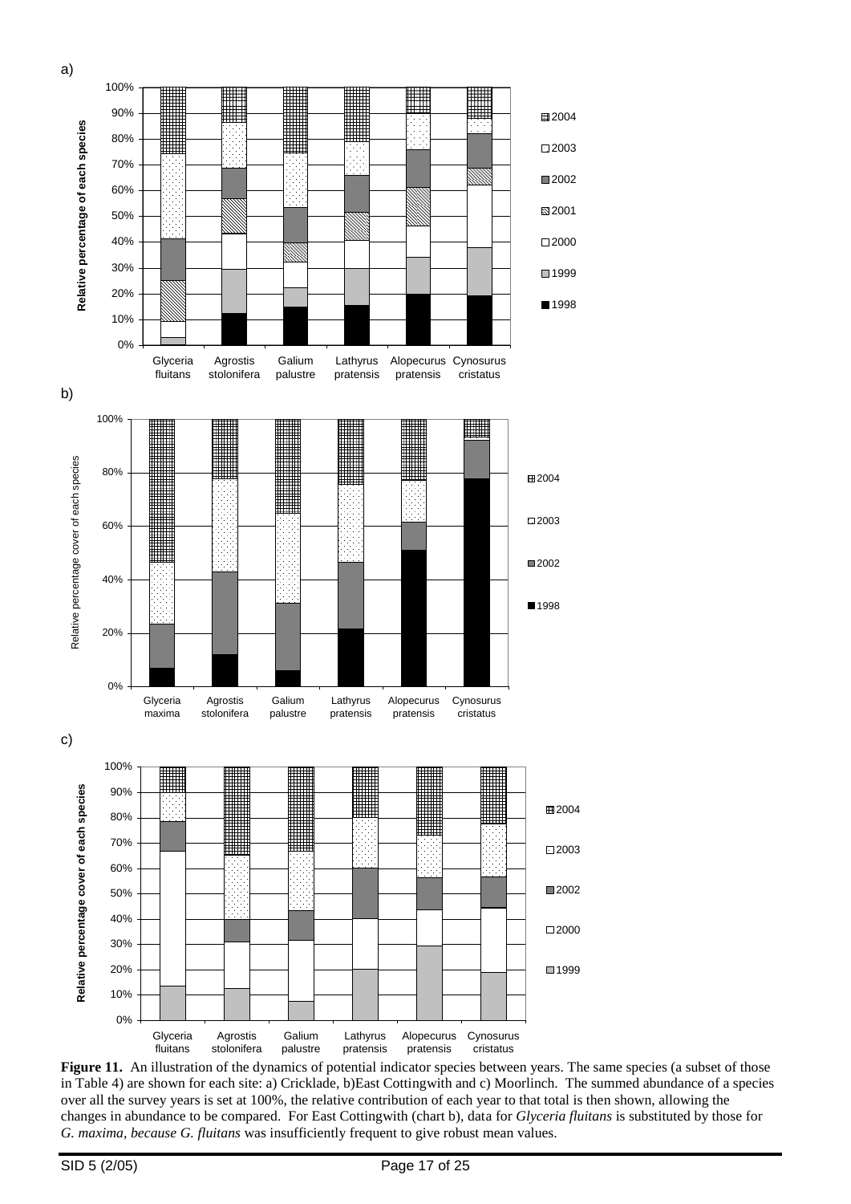a)

b)

c)

**Figure 11.** An illustration of the dynamics of potential indicator species between years. The same species (a subset of those in Table 4) are shown for each site: a) Cricklade, b)East Cottingwith and c) Moorlinch. The summed abundance of a species over all the survey years is set at 100%, the relative contribution of each year to that total is then shown, allowing the changes in abundance to be compared. For East Cottingwith (chart b), data for *Glyceria fluitans* is substituted by those for *G. maxima, because G. fluitans* was insufficiently frequent to give robust mean values.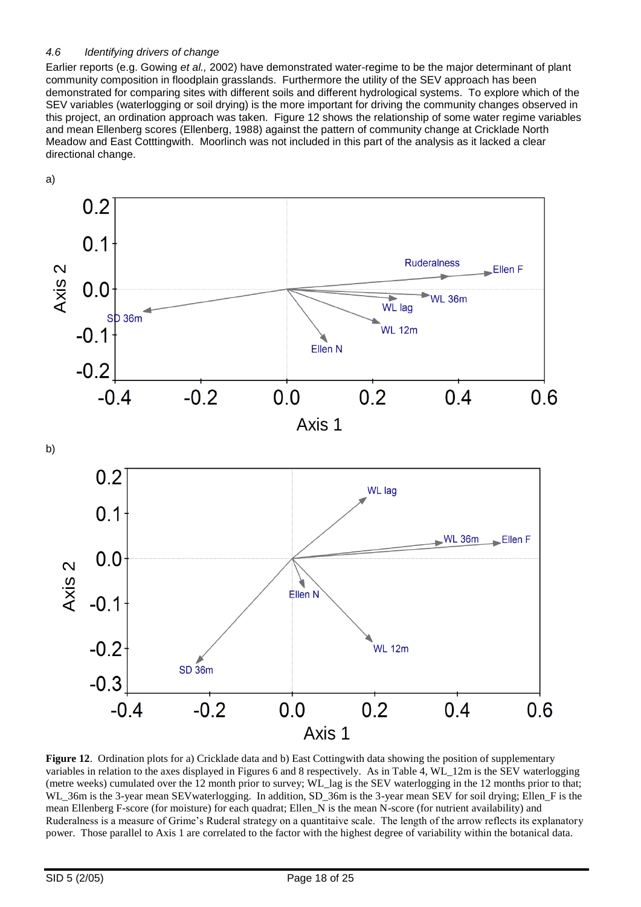*4.6 Identifying drivers of change*

Earlier reports (e.g. Gowing *et al.,* 2002) have demonstrated water-regime to be the major determinant of plant community composition in floodplain grasslands. Furthermore the utility of the SEV approach has been demonstrated for comparing sites with different soils and different hydrological systems. To explore which of the SEV variables (waterlogging or soil drying) is the more important for driving the community changes observed in this project, an ordination approach was taken. Figure 12 shows the relationship of some water regime variables and mean Ellenberg scores (Ellenberg, 1988) against the pattern of community change at Cricklade North Meadow and East Cotttingwith. Moorlinch was not included in this part of the analysis as it lacked a clear directional change.

a)

b)

**Figure 12**. Ordination plots for a) Cricklade data and b) East Cottingwith data showing the position of supplementary variables in relation to the axes displayed in Figures 6 and 8 respectively. As in Table 4, WL_12m is the SEV waterlogging (metre weeks) cumulated over the 12 month prior to survey; WL_lag is the SEV waterlogging in the 12 months prior to that; WL_36m is the 3-year mean SEVwaterlogging. In addition, SD_36m is the 3-year mean SEV for soil drying; Ellen_F is the mean Ellenberg F-score (for moisture) for each quadrat; Ellen_N is the mean N-score (for nutrient availability) and Ruderalness is a measure of Grime's Ruderal strategy on a quantitaive scale. The length of the arrow reflects its explanatory power. Those parallel to Axis 1 are correlated to the factor with the highest degree of variability within the botanical data.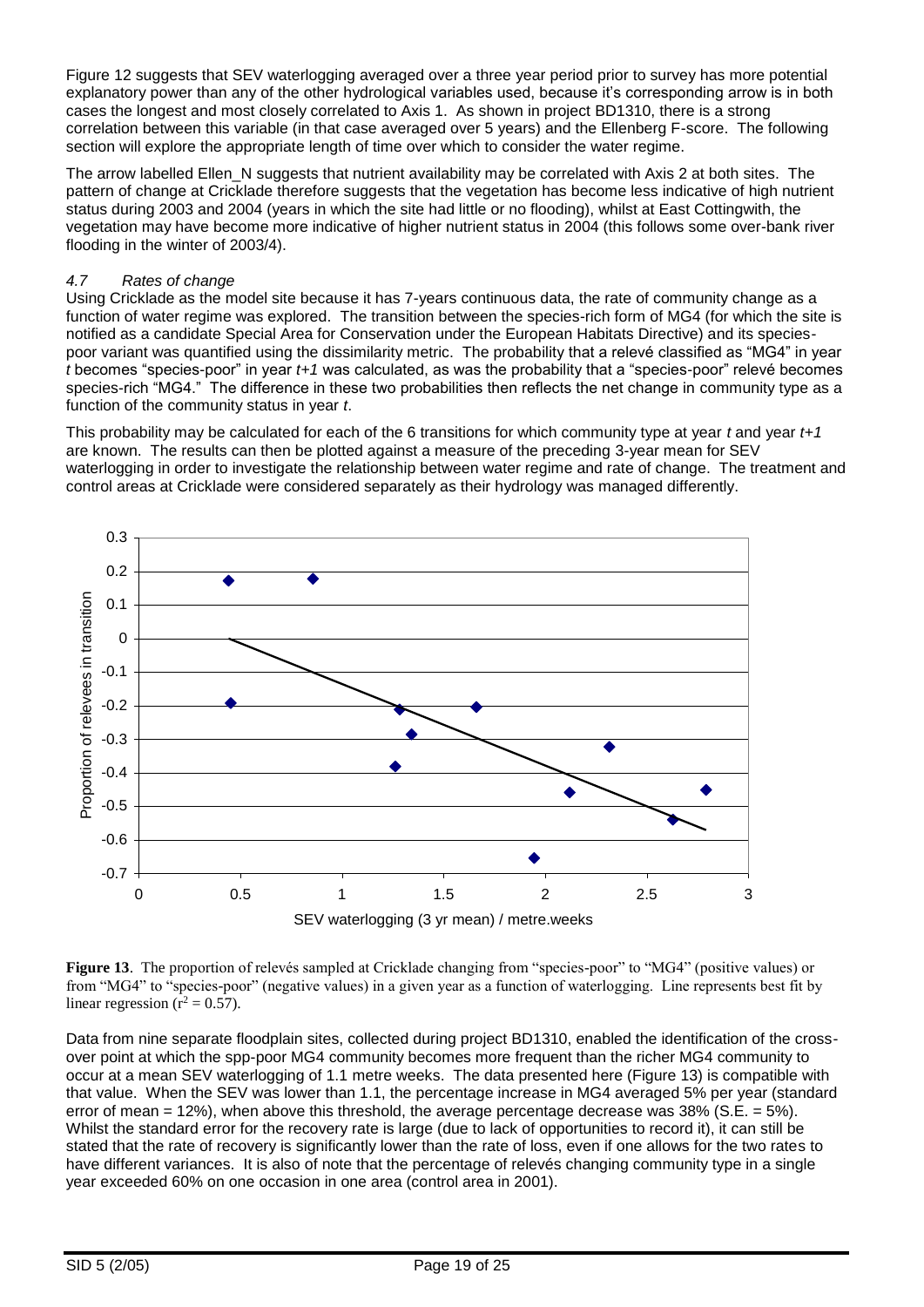Figure 12 suggests that SEV waterlogging averaged over a three year period prior to survey has more potential explanatory power than any of the other hydrological variables used, because it's corresponding arrow is in both cases the longest and most closely correlated to Axis 1. As shown in project BD1310, there is a strong correlation between this variable (in that case averaged over 5 years) and the Ellenberg F-score. The following section will explore the appropriate length of time over which to consider the water regime.

The arrow labelled Ellen_N suggests that nutrient availability may be correlated with Axis 2 at both sites. The pattern of change at Cricklade therefore suggests that the vegetation has become less indicative of high nutrient status during 2003 and 2004 (years in which the site had little or no flooding), whilst at East Cottingwith, the vegetation may have become more indicative of higher nutrient status in 2004 (this follows some over-bank river flooding in the winter of 2003/4).

### *4.7 Rates of change*

Using Cricklade as the model site because it has 7-years continuous data, the rate of community change as a function of water regime was explored. The transition between the species-rich form of MG4 (for which the site is notified as a candidate Special Area for Conservation under the European Habitats Directive) and its species-poor variant was quantified using the dissimilarity metric. The probability that a relevé classified as "MG4" in year *t* becomes "species-poor" in year *t+1* was calculated, as was the probability that a "species-poor" relevé becomes species-rich "MG4." The difference in these two probabilities then reflects the net change in community type as a function of the community status in year *t*.

This probability may be calculated for each of the 6 transitions for which community type at year *t* and year *t+1* are known. The results can then be plotted against a measure of the preceding 3-year mean for SEV waterlogging in order to investigate the relationship between water regime and rate of change. The treatment and control areas at Cricklade were considered separately as their hydrology was managed differently.

**Figure 13**. The proportion of relevés sampled at Cricklade changing from "species-poor" to "MG4" (positive values) or from "MG4" to "species-poor" (negative values) in a given year as a function of waterlogging. Line represents best fit by linear regression ($r^2 = 0.57$).

Data from nine separate floodplain sites, collected during project BD1310, enabled the identification of the cross-over point at which the spp-poor MG4 community becomes more frequent than the richer MG4 community to occur at a mean SEV waterlogging of 1.1 metre weeks. The data presented here (Figure 13) is compatible with that value. When the SEV was lower than 1.1, the percentage increase in MG4 averaged 5% per year (standard error of mean = 12%), when above this threshold, the average percentage decrease was 38% (S.E. = 5%). Whilst the standard error for the recovery rate is large (due to lack of opportunities to record it), it can still be stated that the rate of recovery is significantly lower than the rate of loss, even if one allows for the two rates to have different variances. It is also of note that the percentage of relevés changing community type in a single year exceeded 60% on one occasion in one area (control area in 2001).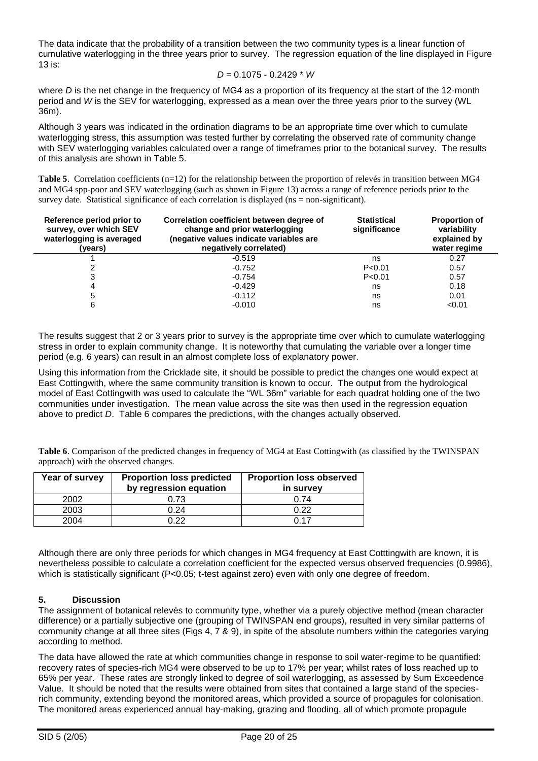The data indicate that the probability of a transition between the two community types is a linear function of cumulative waterlogging in the three years prior to survey. The regression equation of the line displayed in Figure 13 is:

$$D = 0.1075 - 0.2429 * W$$

where $D$ is the net change in the frequency of MG4 as a proportion of its frequency at the start of the 12-month period and $W$ is the SEV for waterlogging, expressed as a mean over the three years prior to the survey (WL 36m).

Although 3 years was indicated in the ordination diagrams to be an appropriate time over which to cumulate waterlogging stress, this assumption was tested further by correlating the observed rate of community change with SEV waterlogging variables calculated over a range of timeframes prior to the botanical survey. The results of this analysis are shown in Table 5.

**Table 5**. Correlation coefficients (n=12) for the relationship between the proportion of relevés in transition between MG4 and MG4 spp-poor and SEV waterlogging (such as shown in Figure 13) across a range of reference periods prior to the survey date. Statistical significance of each correlation is displayed (ns = non-significant).

| Reference period prior to survey, over which SEV waterlogging is averaged (years) | Correlation coefficient between degree of change and prior waterlogging (negative values indicate variables are negatively correlated) | Statistical significance | Proportion of variability explained by water regime |
|---|---|---|---|
| 1 | -0.519 | ns | 0.27 |
| 2 | -0.752 | P<0.01 | 0.57 |
| 3 | -0.754 | P<0.01 | 0.57 |
| 4 | -0.429 | ns | 0.18 |
| 5 | -0.112 | ns | 0.01 |
| 6 | -0.010 | ns | <0.01 |

The results suggest that 2 or 3 years prior to survey is the appropriate time over which to cumulate waterlogging stress in order to explain community change. It is noteworthy that cumulating the variable over a longer time period (e.g. 6 years) can result in an almost complete loss of explanatory power.

Using this information from the Cricklade site, it should be possible to predict the changes one would expect at East Cottingwith, where the same community transition is known to occur. The output from the hydrological model of East Cottingwith was used to calculate the "WL 36m" variable for each quadrat holding one of the two communities under investigation. The mean value across the site was then used in the regression equation above to predict $D$. Table 6 compares the predictions, with the changes actually observed.

**Table 6**. Comparison of the predicted changes in frequency of MG4 at East Cottingwith (as classified by the TWINSPAN approach) with the observed changes.

| Year of survey | Proportion loss predicted by regression equation | Proportion loss observed in survey |
|---|---|---|
| 2002 | 0.73 | 0.74 |
| 2003 | 0.24 | 0.22 |
| 2004 | 0.22 | 0.17 |

Although there are only three periods for which changes in MG4 frequency at East Cotttingwith are known, it is nevertheless possible to calculate a correlation coefficient for the expected versus observed frequencies (0.9986), which is statistically significant ($P<0.05$; t-test against zero) even with only one degree of freedom.

## 5. Discussion

The assignment of botanical relevés to community type, whether via a purely objective method (mean character difference) or a partially subjective one (grouping of TWINSPAN end groups), resulted in very similar patterns of community change at all three sites (Figs 4, 7 & 9), in spite of the absolute numbers within the categories varying according to method.

The data have allowed the rate at which communities change in response to soil water-regime to be quantified: recovery rates of species-rich MG4 were observed to be up to 17% per year; whilst rates of loss reached up to 65% per year. These rates are strongly linked to degree of soil waterlogging, as assessed by Sum Exceedence Value. It should be noted that the results were obtained from sites that contained a large stand of the species-rich community, extending beyond the monitored areas, which provided a source of propagules for colonisation. The monitored areas experienced annual hay-making, grazing and flooding, all of which promote propagule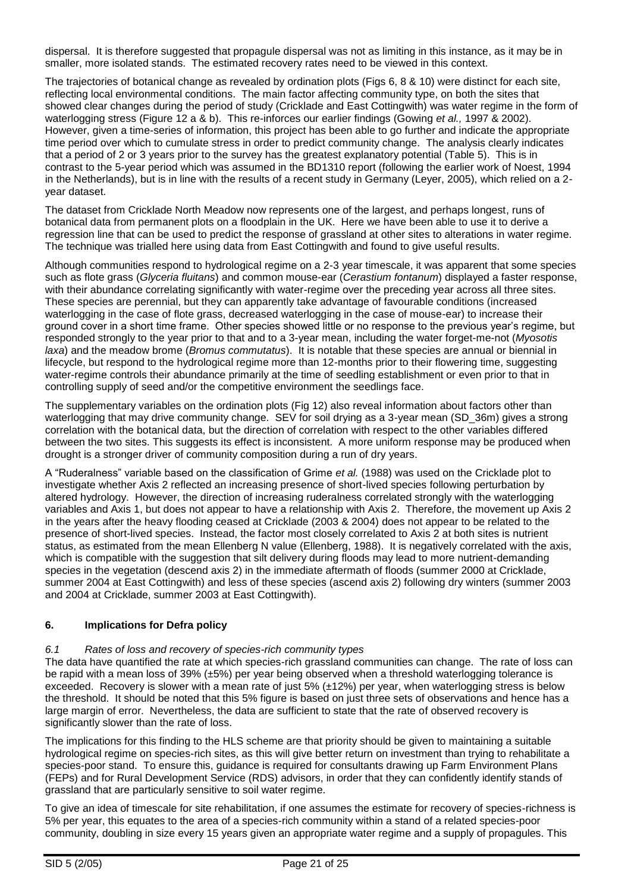dispersal. It is therefore suggested that propagule dispersal was not as limiting in this instance, as it may be in smaller, more isolated stands. The estimated recovery rates need to be viewed in this context.

The trajectories of botanical change as revealed by ordination plots (Figs 6, 8 & 10) were distinct for each site, reflecting local environmental conditions. The main factor affecting community type, on both the sites that showed clear changes during the period of study (Cricklade and East Cottingwith) was water regime in the form of waterlogging stress (Figure 12 a & b). This re-inforces our earlier findings (Gowing *et al.,* 1997 & 2002). However, given a time-series of information, this project has been able to go further and indicate the appropriate time period over which to cumulate stress in order to predict community change. The analysis clearly indicates that a period of 2 or 3 years prior to the survey has the greatest explanatory potential (Table 5). This is in contrast to the 5-year period which was assumed in the BD1310 report (following the earlier work of Noest, 1994 in the Netherlands), but is in line with the results of a recent study in Germany (Leyer, 2005), which relied on a 2-year dataset.

The dataset from Cricklade North Meadow now represents one of the largest, and perhaps longest, runs of botanical data from permanent plots on a floodplain in the UK. Here we have been able to use it to derive a regression line that can be used to predict the response of grassland at other sites to alterations in water regime. The technique was trialled here using data from East Cottingwith and found to give useful results.

Although communities respond to hydrological regime on a 2-3 year timescale, it was apparent that some species such as flote grass (*Glyceria fluitans*) and common mouse-ear (*Cerastium fontanum*) displayed a faster response, with their abundance correlating significantly with water-regime over the preceding year across all three sites. These species are perennial, but they can apparently take advantage of favourable conditions (increased waterlogging in the case of flote grass, decreased waterlogging in the case of mouse-ear) to increase their ground cover in a short time frame. Other species showed little or no response to the previous year's regime, but responded strongly to the year prior to that and to a 3-year mean, including the water forget-me-not (*Myosotis laxa*) and the meadow brome (*Bromus commutatus*). It is notable that these species are annual or biennial in lifecycle, but respond to the hydrological regime more than 12-months prior to their flowering time, suggesting water-regime controls their abundance primarily at the time of seedling establishment or even prior to that in controlling supply of seed and/or the competitive environment the seedlings face.

The supplementary variables on the ordination plots (Fig 12) also reveal information about factors other than waterlogging that may drive community change. SEV for soil drying as a 3-year mean (SD_36m) gives a strong correlation with the botanical data, but the direction of correlation with respect to the other variables differed between the two sites. This suggests its effect is inconsistent. A more uniform response may be produced when drought is a stronger driver of community composition during a run of dry years.

A "Ruderalness" variable based on the classification of Grime *et al.* (1988) was used on the Cricklade plot to investigate whether Axis 2 reflected an increasing presence of short-lived species following perturbation by altered hydrology. However, the direction of increasing ruderalness correlated strongly with the waterlogging variables and Axis 1, but does not appear to have a relationship with Axis 2. Therefore, the movement up Axis 2 in the years after the heavy flooding ceased at Cricklade (2003 & 2004) does not appear to be related to the presence of short-lived species. Instead, the factor most closely correlated to Axis 2 at both sites is nutrient status, as estimated from the mean Ellenberg N value (Ellenberg, 1988). It is negatively correlated with the axis, which is compatible with the suggestion that silt delivery during floods may lead to more nutrient-demanding species in the vegetation (descend axis 2) in the immediate aftermath of floods (summer 2000 at Cricklade, summer 2004 at East Cottingwith) and less of these species (ascend axis 2) following dry winters (summer 2003 and 2004 at Cricklade, summer 2003 at East Cottingwith).

## 6. Implications for Defra policy

### *6.1 Rates of loss and recovery of species-rich community types*

The data have quantified the rate at which species-rich grassland communities can change. The rate of loss can be rapid with a mean loss of 39% (±5%) per year being observed when a threshold waterlogging tolerance is exceeded. Recovery is slower with a mean rate of just 5% (±12%) per year, when waterlogging stress is below the threshold. It should be noted that this 5% figure is based on just three sets of observations and hence has a large margin of error. Nevertheless, the data are sufficient to state that the rate of observed recovery is significantly slower than the rate of loss.

The implications for this finding to the HLS scheme are that priority should be given to maintaining a suitable hydrological regime on species-rich sites, as this will give better return on investment than trying to rehabilitate a species-poor stand. To ensure this, guidance is required for consultants drawing up Farm Environment Plans (FEPs) and for Rural Development Service (RDS) advisors, in order that they can confidently identify stands of grassland that are particularly sensitive to soil water regime.

To give an idea of timescale for site rehabilitation, if one assumes the estimate for recovery of species-richness is 5% per year, this equates to the area of a species-rich community within a stand of a related species-poor community, doubling in size every 15 years given an appropriate water regime and a supply of propagules. This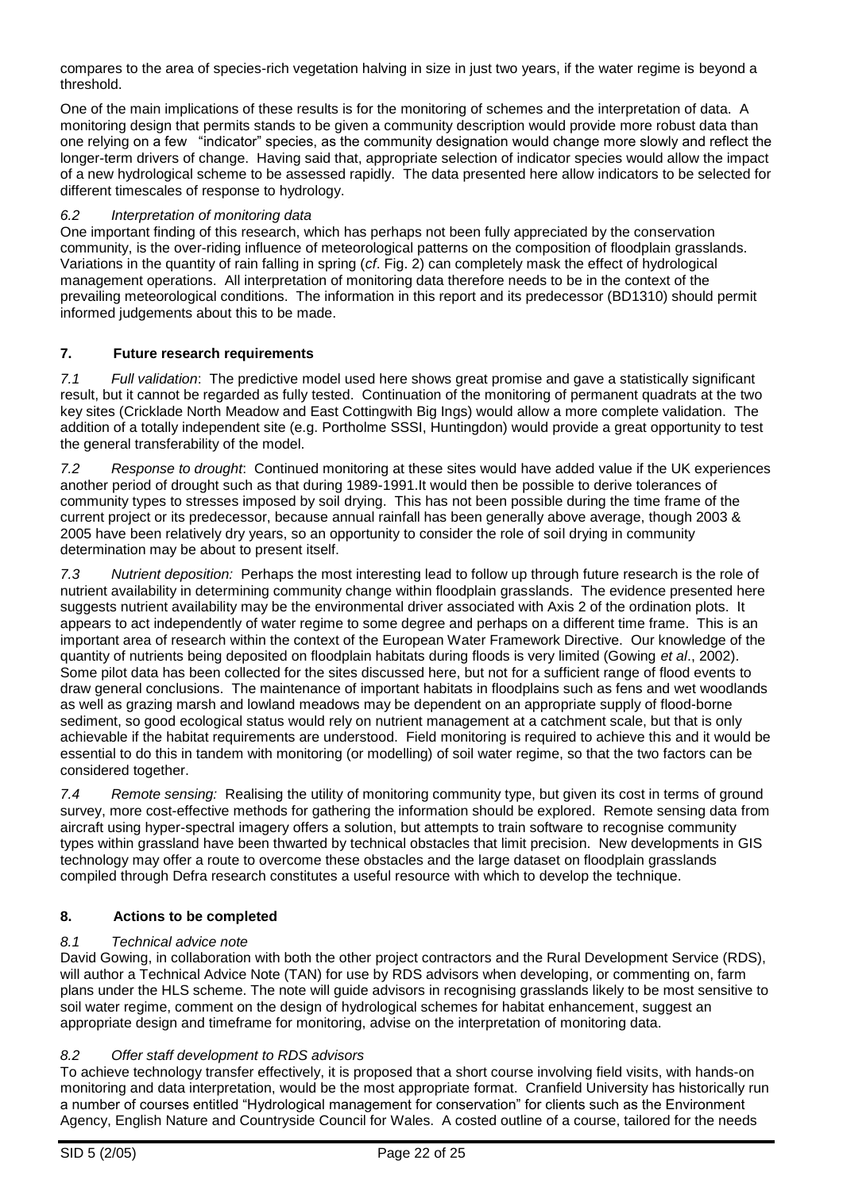compares to the area of species-rich vegetation halving in size in just two years, if the water regime is beyond a threshold.

One of the main implications of these results is for the monitoring of schemes and the interpretation of data. A monitoring design that permits stands to be given a community description would provide more robust data than one relying on a few "indicator" species, as the community designation would change more slowly and reflect the longer-term drivers of change. Having said that, appropriate selection of indicator species would allow the impact of a new hydrological scheme to be assessed rapidly. The data presented here allow indicators to be selected for different timescales of response to hydrology.

*6.2 Interpretation of monitoring data*

One important finding of this research, which has perhaps not been fully appreciated by the conservation community, is the over-riding influence of meteorological patterns on the composition of floodplain grasslands. Variations in the quantity of rain falling in spring (*cf*. Fig. 2) can completely mask the effect of hydrological management operations. All interpretation of monitoring data therefore needs to be in the context of the prevailing meteorological conditions. The information in this report and its predecessor (BD1310) should permit informed judgements about this to be made.

## 7. Future research requirements

*7.1 Full validation*: The predictive model used here shows great promise and gave a statistically significant result, but it cannot be regarded as fully tested. Continuation of the monitoring of permanent quadrats at the two key sites (Cricklade North Meadow and East Cottingwith Big Ings) would allow a more complete validation. The addition of a totally independent site (e.g. Portholme SSSI, Huntingdon) would provide a great opportunity to test the general transferability of the model.

*7.2 Response to drought*: Continued monitoring at these sites would have added value if the UK experiences another period of drought such as that during 1989-1991.It would then be possible to derive tolerances of community types to stresses imposed by soil drying. This has not been possible during the time frame of the current project or its predecessor, because annual rainfall has been generally above average, though 2003 & 2005 have been relatively dry years, so an opportunity to consider the role of soil drying in community determination may be about to present itself.

*7.3 Nutrient deposition:* Perhaps the most interesting lead to follow up through future research is the role of nutrient availability in determining community change within floodplain grasslands. The evidence presented here suggests nutrient availability may be the environmental driver associated with Axis 2 of the ordination plots. It appears to act independently of water regime to some degree and perhaps on a different time frame. This is an important area of research within the context of the European Water Framework Directive. Our knowledge of the quantity of nutrients being deposited on floodplain habitats during floods is very limited (Gowing *et al*., 2002). Some pilot data has been collected for the sites discussed here, but not for a sufficient range of flood events to draw general conclusions. The maintenance of important habitats in floodplains such as fens and wet woodlands as well as grazing marsh and lowland meadows may be dependent on an appropriate supply of flood-borne sediment, so good ecological status would rely on nutrient management at a catchment scale, but that is only achievable if the habitat requirements are understood. Field monitoring is required to achieve this and it would be essential to do this in tandem with monitoring (or modelling) of soil water regime, so that the two factors can be considered together.

*7.4 Remote sensing:* Realising the utility of monitoring community type, but given its cost in terms of ground survey, more cost-effective methods for gathering the information should be explored. Remote sensing data from aircraft using hyper-spectral imagery offers a solution, but attempts to train software to recognise community types within grassland have been thwarted by technical obstacles that limit precision. New developments in GIS technology may offer a route to overcome these obstacles and the large dataset on floodplain grasslands compiled through Defra research constitutes a useful resource with which to develop the technique.

## 8. Actions to be completed

*8.1 Technical advice note*

David Gowing, in collaboration with both the other project contractors and the Rural Development Service (RDS), will author a Technical Advice Note (TAN) for use by RDS advisors when developing, or commenting on, farm plans under the HLS scheme. The note will guide advisors in recognising grasslands likely to be most sensitive to soil water regime, comment on the design of hydrological schemes for habitat enhancement, suggest an appropriate design and timeframe for monitoring, advise on the interpretation of monitoring data.

*8.2 Offer staff development to RDS advisors*

To achieve technology transfer effectively, it is proposed that a short course involving field visits, with hands-on monitoring and data interpretation, would be the most appropriate format. Cranfield University has historically run a number of courses entitled "Hydrological management for conservation" for clients such as the Environment Agency, English Nature and Countryside Council for Wales. A costed outline of a course, tailored for the needs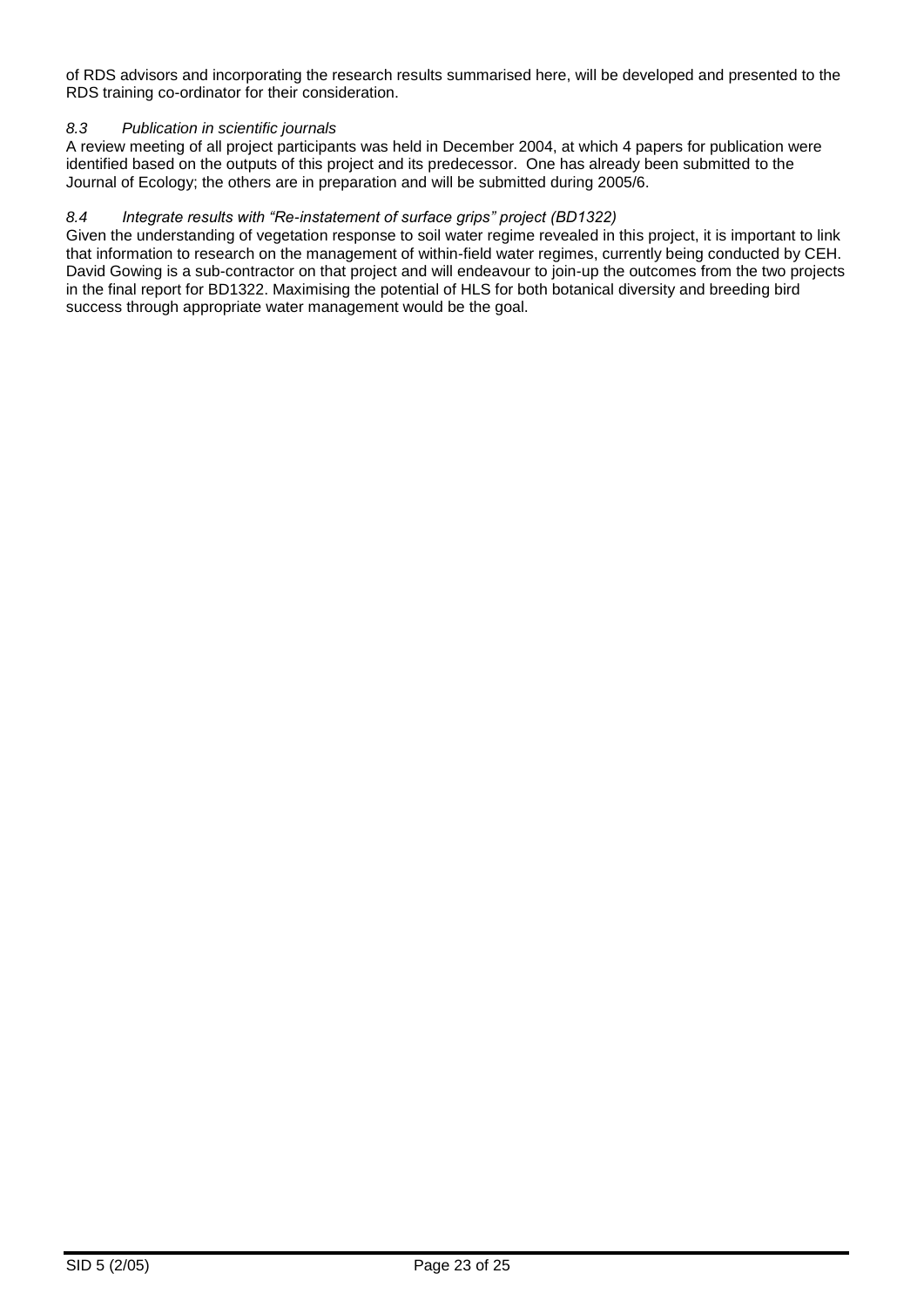of RDS advisors and incorporating the research results summarised here, will be developed and presented to the RDS training co-ordinator for their consideration.

### *8.3 Publication in scientific journals*

A review meeting of all project participants was held in December 2004, at which 4 papers for publication were identified based on the outputs of this project and its predecessor. One has already been submitted to the Journal of Ecology; the others are in preparation and will be submitted during 2005/6.

### *8.4 Integrate results with "Re-instatement of surface grips" project (BD1322)*

Given the understanding of vegetation response to soil water regime revealed in this project, it is important to link that information to research on the management of within-field water regimes, currently being conducted by CEH. David Gowing is a sub-contractor on that project and will endeavour to join-up the outcomes from the two projects in the final report for BD1322. Maximising the potential of HLS for both botanical diversity and breeding bird success through appropriate water management would be the goal.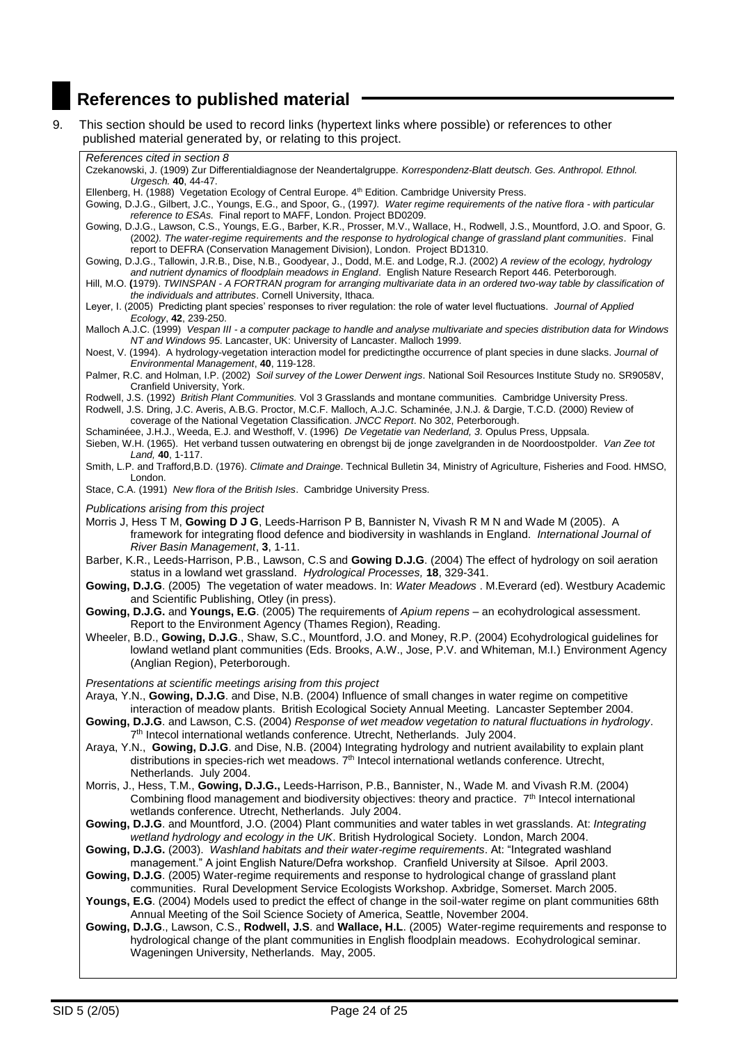# References to published material

9. This section should be used to record links (hypertext links where possible) or references to other published material generated by, or relating to this project.

*References cited in section 8*

Czekanowski, J. (1909) Zur Differentialdiagnose der Neandertalgruppe. *Korrespondenz-Blatt deutsch. Ges. Anthropol. Ethnol. Urgesch.* **40**, 44-47.

Ellenberg, H. (1988) Vegetation Ecology of Central Europe. 4th Edition. Cambridge University Press.

Gowing, D.J.G., Gilbert, J.C., Youngs, E.G., and Spoor, G., (1997*). Water regime requirements of the native flora - with particular reference to ESAs.* Final report to MAFF, London. Project BD0209.

Gowing, D.J.G., Lawson, C.S., Youngs, E.G., Barber, K.R., Prosser, M.V., Wallace, H., Rodwell, J.S., Mountford, J.O. and Spoor, G. (2002*). The water-regime requirements and the response to hydrological change of grassland plant communities*. Final report to DEFRA (Conservation Management Division), London. Project BD1310.

Gowing, D.J.G., Tallowin, J.R.B., Dise, N.B., Goodyear, J., Dodd, M.E. and Lodge, R.J. (2002) *A review of the ecology, hydrology and nutrient dynamics of floodplain meadows in England*. English Nature Research Report 446. Peterborough.

Hill, M.O. **(**1979). *TWINSPAN - A FORTRAN program for arranging multivariate data in an ordered two-way table by classification of the individuals and attributes*. Cornell University, Ithaca.

Leyer, I. (2005) Predicting plant species' responses to river regulation: the role of water level fluctuations. *Journal of Applied Ecology*, **42**, 239-250.

Malloch A.J.C. (1999) *Vespan III - a computer package to handle and analyse multivariate and species distribution data for Windows NT and Windows 95*. Lancaster, UK: University of Lancaster. Malloch 1999.

Noest, V. (1994). A hydrology-vegetation interaction model for predictingthe occurrence of plant species in dune slacks. *Journal of Environmental Management*, **40**, 119-128.

Palmer, R.C. and Holman, I.P. (2002) *Soil survey of the Lower Derwent ings*. National Soil Resources Institute Study no. SR9058V, Cranfield University, York.

Rodwell, J.S. (1992) *British Plant Communities.* Vol 3 Grasslands and montane communities. Cambridge University Press.

Rodwell, J.S. Dring, J.C. Averis, A.B.G. Proctor, M.C.F. Malloch, A.J.C. Schaminée, J.N.J. & Dargie, T.C.D. (2000) Review of coverage of the National Vegetation Classification. *JNCC Report*. No 302, Peterborough.

Schaminéee, J.H.J., Weeda, E.J. and Westhoff, V. (1996) *De Vegetatie van Nederland, 3.* Opulus Press, Uppsala.

Sieben, W.H. (1965). Het verband tussen outwatering en obrengst bij de jonge zavelgranden in de Noordoostpolder. *Van Zee tot Land,* **40**, 1-117.

Smith, L.P. and Trafford,B.D. (1976). *Climate and Drainge*. Technical Bulletin 34, Ministry of Agriculture, Fisheries and Food. HMSO, London.

Stace, C.A. (1991) *New flora of the British Isles*. Cambridge University Press.

*Publications arising from this project*

Morris J, Hess T M, **Gowing D J G**, Leeds-Harrison P B, Bannister N, Vivash R M N and Wade M (2005). A framework for integrating flood defence and biodiversity in washlands in England. *International Journal of River Basin Management*, **3**, 1-11.

Barber, K.R., Leeds-Harrison, P.B., Lawson, C.S and **Gowing D.J.G**. (2004) The effect of hydrology on soil aeration status in a lowland wet grassland. *Hydrological Processes,* **18**, 329-341.

**Gowing, D.J.G**. (2005) The vegetation of water meadows. In: *Water Meadows* . M.Everard (ed). Westbury Academic and Scientific Publishing, Otley (in press).

**Gowing, D.J.G.** and **Youngs, E.G**. (2005) The requirements of *Apium repens* – an ecohydrological assessment. Report to the Environment Agency (Thames Region), Reading.

Wheeler, B.D., **Gowing, D.J.G**., Shaw, S.C., Mountford, J.O. and Money, R.P. (2004) Ecohydrological guidelines for lowland wetland plant communities (Eds. Brooks, A.W., Jose, P.V. and Whiteman, M.I.) Environment Agency (Anglian Region), Peterborough.

*Presentations at scientific meetings arising from this project*

Araya, Y.N., **Gowing, D.J.G**. and Dise, N.B. (2004) Influence of small changes in water regime on competitive interaction of meadow plants. British Ecological Society Annual Meeting. Lancaster September 2004.

**Gowing, D.J.G**. and Lawson, C.S. (2004) *Response of wet meadow vegetation to natural fluctuations in hydrology*. 7th Intecol international wetlands conference. Utrecht, Netherlands. July 2004.

Araya, Y.N., **Gowing, D.J.G**. and Dise, N.B. (2004) Integrating hydrology and nutrient availability to explain plant distributions in species-rich wet meadows. 7th Intecol international wetlands conference. Utrecht, Netherlands. July 2004.

Morris, J., Hess, T.M., **Gowing, D.J.G.,** Leeds-Harrison, P.B., Bannister, N., Wade M. and Vivash R.M. (2004) Combining flood management and biodiversity objectives: theory and practice. 7th Intecol international wetlands conference. Utrecht, Netherlands. July 2004.

**Gowing, D.J.G**. and Mountford, J.O. (2004) Plant communities and water tables in wet grasslands. At: *Integrating wetland hydrology and ecology in the UK*. British Hydrological Society. London, March 2004.

**Gowing, D.J.G.** (2003). *Washland habitats and their water-regime requirements*. At: "Integrated washland management." A joint English Nature/Defra workshop. Cranfield University at Silsoe. April 2003.

**Gowing, D.J.G**. (2005) Water-regime requirements and response to hydrological change of grassland plant communities. Rural Development Service Ecologists Workshop. Axbridge, Somerset. March 2005.

**Youngs, E.G**. (2004) Models used to predict the effect of change in the soil-water regime on plant communities 68th Annual Meeting of the Soil Science Society of America, Seattle, November 2004.

**Gowing, D.J.G**., Lawson, C.S., **Rodwell, J.S**. and **Wallace, H.L**. (2005) Water-regime requirements and response to hydrological change of the plant communities in English floodplain meadows. Ecohydrological seminar. Wageningen University, Netherlands. May, 2005.